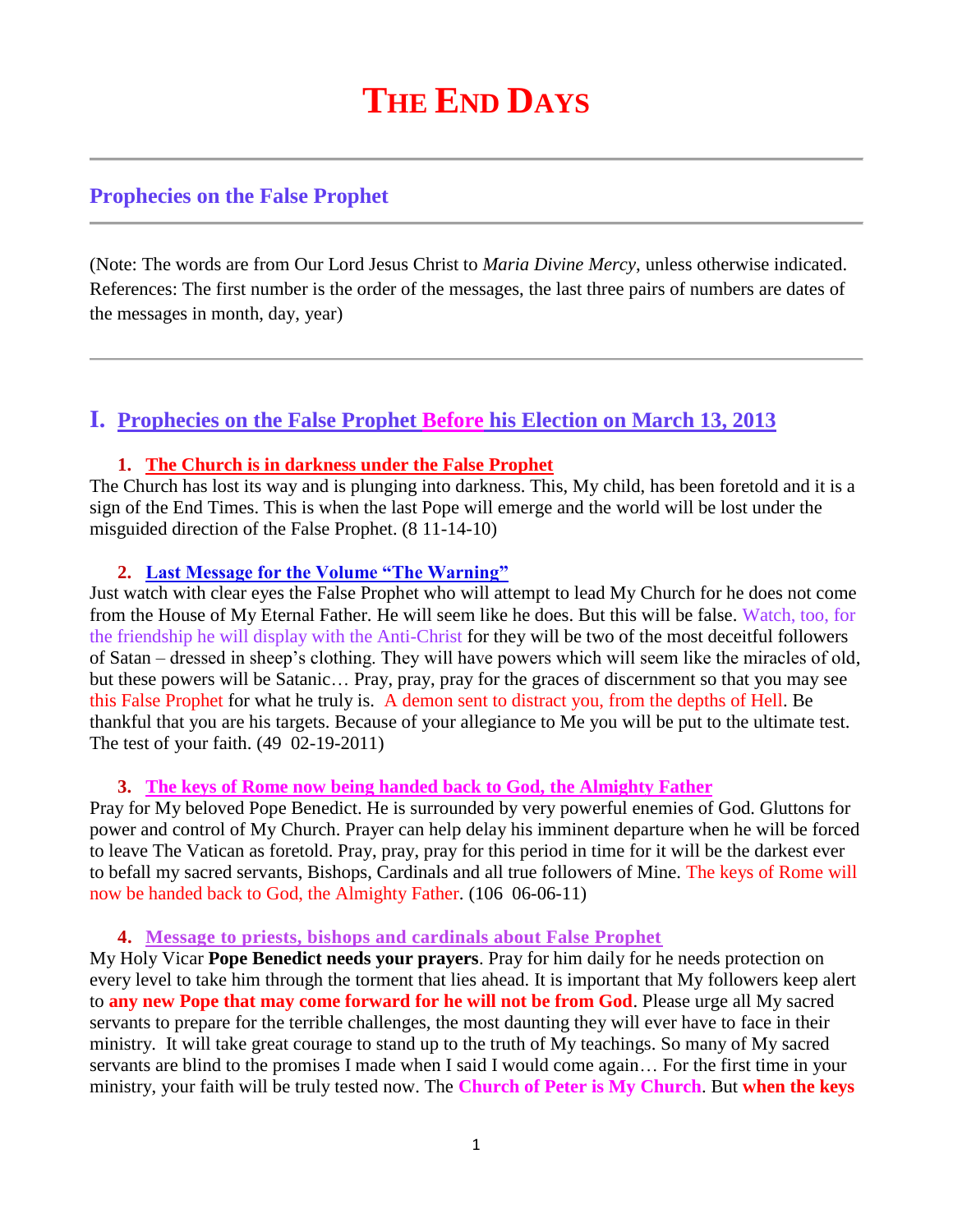# THE END DAYS

## Prophecies on the False Prophet

(Note: The words are from Our Lord Jesus Christ to *Maria Divine Mercy*, unless otherwise indicated. References: The first number is the order of the messages, the last three pairs of numbers are dates of the messages in month, day, year)

## I. Prophecies on the False Prophet Before his Election on March 13, 2013

### 1. The Church is in darkness under the False Prophet

The Church has lost its way and is plunging into darkness. This, My child, has been foretold and it is a sign of the End Times. This is when the last Pope will emerge and the world will be lost under the misguided direction of the False Prophet. (8 11-14-10)

### 2. Last Message for the Volume "The Warning"

Just watch with clear eyes the False Prophet who will attempt to lead My Church for he does not come from the House of My Eternal Father. He will seem like he does. But this will be false. Watch, too, for the friendship he will display with the Anti-Christ for they will be two of the most deceitful followers of Satan – dressed in sheep's clothing. They will have powers which will seem like the miracles of old, but these powers will be Satanic… Pray, pray, pray for the graces of discernment so that you may see this False Prophet for what he truly is. A demon sent to distract you, from the depths of Hell. Be thankful that you are his targets. Because of your allegiance to Me you will be put to the ultimate test. The test of your faith. (49 02-19-2011)

### 3. The keys of Rome now being handed back to God, the Almighty Father

Pray for My beloved Pope Benedict. He is surrounded by very powerful enemies of God. Gluttons for power and control of My Church. Prayer can help delay his imminent departure when he will be forced to leave The Vatican as foretold. Pray, pray, pray for this period in time for it will be the darkest ever to befall my sacred servants, Bishops, Cardinals and all true followers of Mine. The keys of Rome will now be handed back to God, the Almighty Father. (106 06-06-11)

### 4. Message to priests, bishops and cardinals about False Prophet

My Holy Vicar **Pope Benedict needs your prayers**. Pray for him daily for he needs protection on every level to take him through the torment that lies ahead. It is important that My followers keep alert to **any new Pope that may come forward for he will not be from God**. Please urge all My sacred servants to prepare for the terrible challenges, the most daunting they will ever have to face in their ministry. It will take great courage to stand up to the truth of My teachings. So many of My sacred servants are blind to the promises I made when I said I would come again… For the first time in your ministry, your faith will be truly tested now. The **Church of Peter is My Church**. But **when the keys**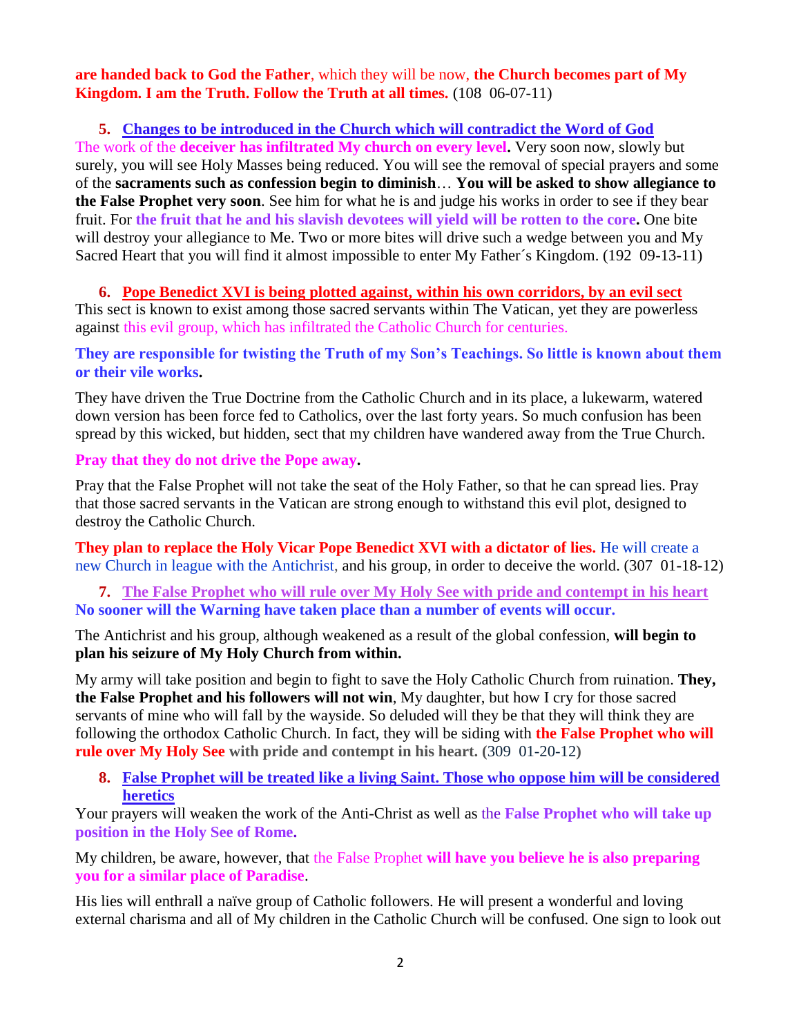**are handed back to God the Father**, which they will be now, **the Church becomes part of My Kingdom. I am the Truth. Follow the Truth at all times.** (108 06-07-11)

5. **Changes to be introduced in the Church which will contradict the Word of God**

The work of the **deceiver has infiltrated My church on every level.** Very soon now, slowly but surely, you will see Holy Masses being reduced. You will see the removal of special prayers and some of the **sacraments such as confession begin to diminish**… **You will be asked to show allegiance to the False Prophet very soon**. See him for what he is and judge his works in order to see if they bear fruit. For **the fruit that he and his slavish devotees will yield will be rotten to the core.** One bite will destroy your allegiance to Me. Two or more bites will drive such a wedge between you and My Sacred Heart that you will find it almost impossible to enter My Father´s Kingdom. (192 09-13-11)

6. **Pope Benedict XVI is being plotted against, within his own corridors, by an evil sect**

This sect is known to exist among those sacred servants within The Vatican, yet they are powerless against this evil group, which has infiltrated the Catholic Church for centuries.

**They are responsible for twisting the Truth of my Son's Teachings. So little is known about them or their vile works.**

They have driven the True Doctrine from the Catholic Church and in its place, a lukewarm, watered down version has been force fed to Catholics, over the last forty years. So much confusion has been spread by this wicked, but hidden, sect that my children have wandered away from the True Church.

**Pray that they do not drive the Pope away.**

Pray that the False Prophet will not take the seat of the Holy Father, so that he can spread lies. Pray that those sacred servants in the Vatican are strong enough to withstand this evil plot, designed to destroy the Catholic Church.

**They plan to replace the Holy Vicar Pope Benedict XVI with a dictator of lies.** He will create a new Church in league with the Antichrist, and his group, in order to deceive the world. (307 01-18-12)

7. **The False Prophet who will rule over My Holy See with pride and contempt in his heart**

**No sooner will the Warning have taken place than a number of events will occur.**

The Antichrist and his group, although weakened as a result of the global confession, **will begin to plan his seizure of My Holy Church from within.**

My army will take position and begin to fight to save the Holy Catholic Church from ruination. **They, the False Prophet and his followers will not win**, My daughter, but how I cry for those sacred servants of mine who will fall by the wayside. So deluded will they be that they will think they are following the orthodox Catholic Church. In fact, they will be siding with **the False Prophet who will rule over My Holy See with pride and contempt in his heart.** (309 01-20-12)

8. **False Prophet will be treated like a living Saint. Those who oppose him will be considered heretics**

Your prayers will weaken the work of the Anti-Christ as well as the **False Prophet who will take up position in the Holy See of Rome.**

My children, be aware, however, that the False Prophet **will have you believe he is also preparing you for a similar place of Paradise**.

His lies will enthrall a naïve group of Catholic followers. He will present a wonderful and loving external charisma and all of My children in the Catholic Church will be confused. One sign to look out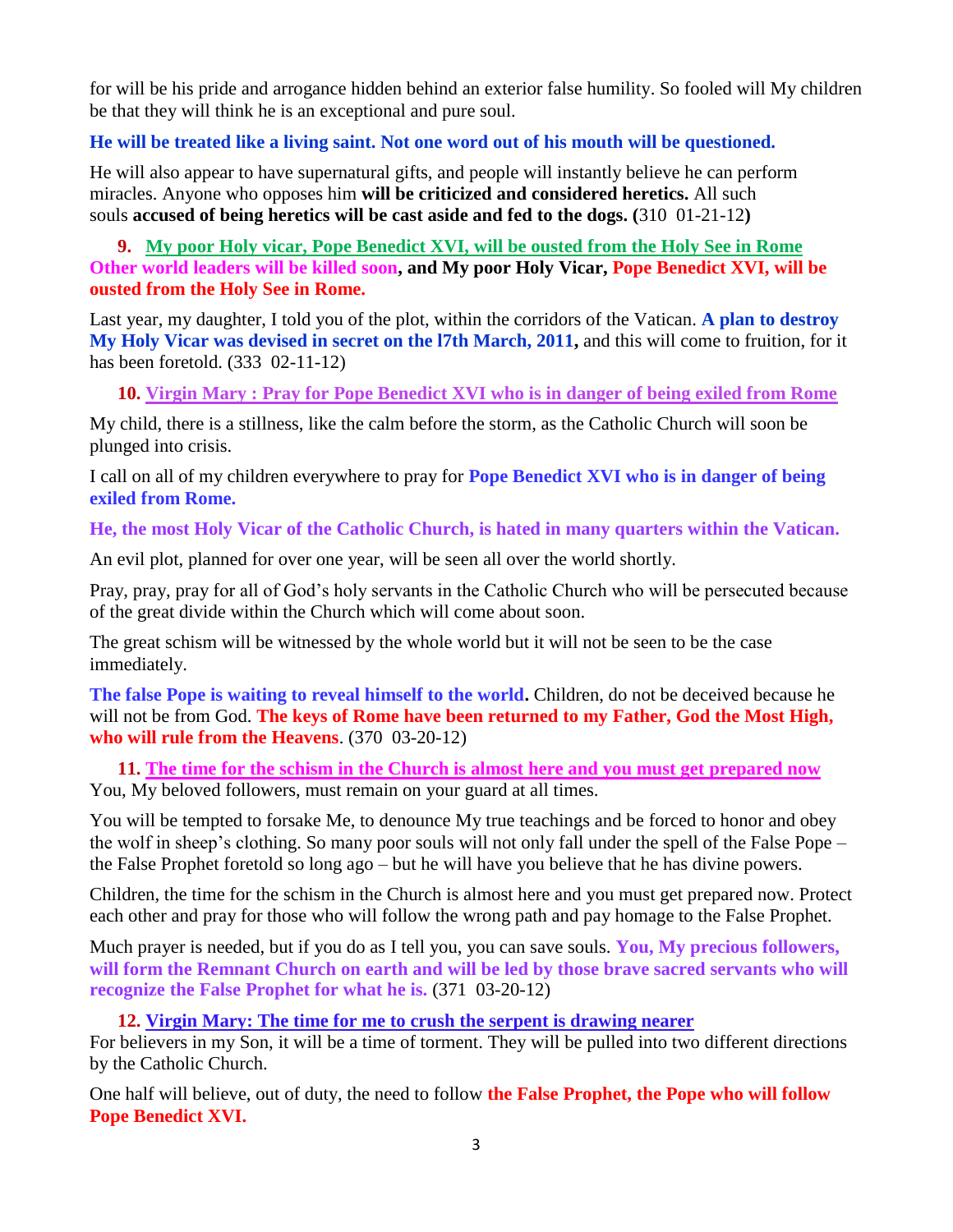for will be his pride and arrogance hidden behind an exterior false humility. So fooled will My children be that they will think he is an exceptional and pure soul.

**He will be treated like a living saint. Not one word out of his mouth will be questioned.**

He will also appear to have supernatural gifts, and people will instantly believe he can perform miracles. Anyone who opposes him **will be criticized and considered heretics.** All such souls **accused of being heretics will be cast aside and fed to the dogs. (**310 01-21-12**)**

**9. My poor Holy vicar, Pope Benedict XVI, will be ousted from the Holy See in Rome**
**Other world leaders will be killed soon, and My poor Holy Vicar, Pope Benedict XVI, will be ousted from the Holy See in Rome.**

Last year, my daughter, I told you of the plot, within the corridors of the Vatican. **A plan to destroy My Holy Vicar was devised in secret on the l7th March, 2011,** and this will come to fruition, for it has been foretold. (333 02-11-12)

**10. Virgin Mary : Pray for Pope Benedict XVI who is in danger of being exiled from Rome**

My child, there is a stillness, like the calm before the storm, as the Catholic Church will soon be plunged into crisis.

I call on all of my children everywhere to pray for **Pope Benedict XVI who is in danger of being exiled from Rome.**

**He, the most Holy Vicar of the Catholic Church, is hated in many quarters within the Vatican.**

An evil plot, planned for over one year, will be seen all over the world shortly.

Pray, pray, pray for all of God's holy servants in the Catholic Church who will be persecuted because of the great divide within the Church which will come about soon.

The great schism will be witnessed by the whole world but it will not be seen to be the case immediately.

**The false Pope is waiting to reveal himself to the world.** Children, do not be deceived because he will not be from God. **The keys of Rome have been returned to my Father, God the Most High, who will rule from the Heavens**. (370 03-20-12)

**11. The time for the schism in the Church is almost here and you must get prepared now**
You, My beloved followers, must remain on your guard at all times.

You will be tempted to forsake Me, to denounce My true teachings and be forced to honor and obey the wolf in sheep's clothing. So many poor souls will not only fall under the spell of the False Pope – the False Prophet foretold so long ago – but he will have you believe that he has divine powers.

Children, the time for the schism in the Church is almost here and you must get prepared now. Protect each other and pray for those who will follow the wrong path and pay homage to the False Prophet.

Much prayer is needed, but if you do as I tell you, you can save souls. **You, My precious followers, will form the Remnant Church on earth and will be led by those brave sacred servants who will recognize the False Prophet for what he is.** (371 03-20-12)

**12. Virgin Mary: The time for me to crush the serpent is drawing nearer**
For believers in my Son, it will be a time of torment. They will be pulled into two different directions by the Catholic Church.

One half will believe, out of duty, the need to follow **the False Prophet, the Pope who will follow Pope Benedict XVI.**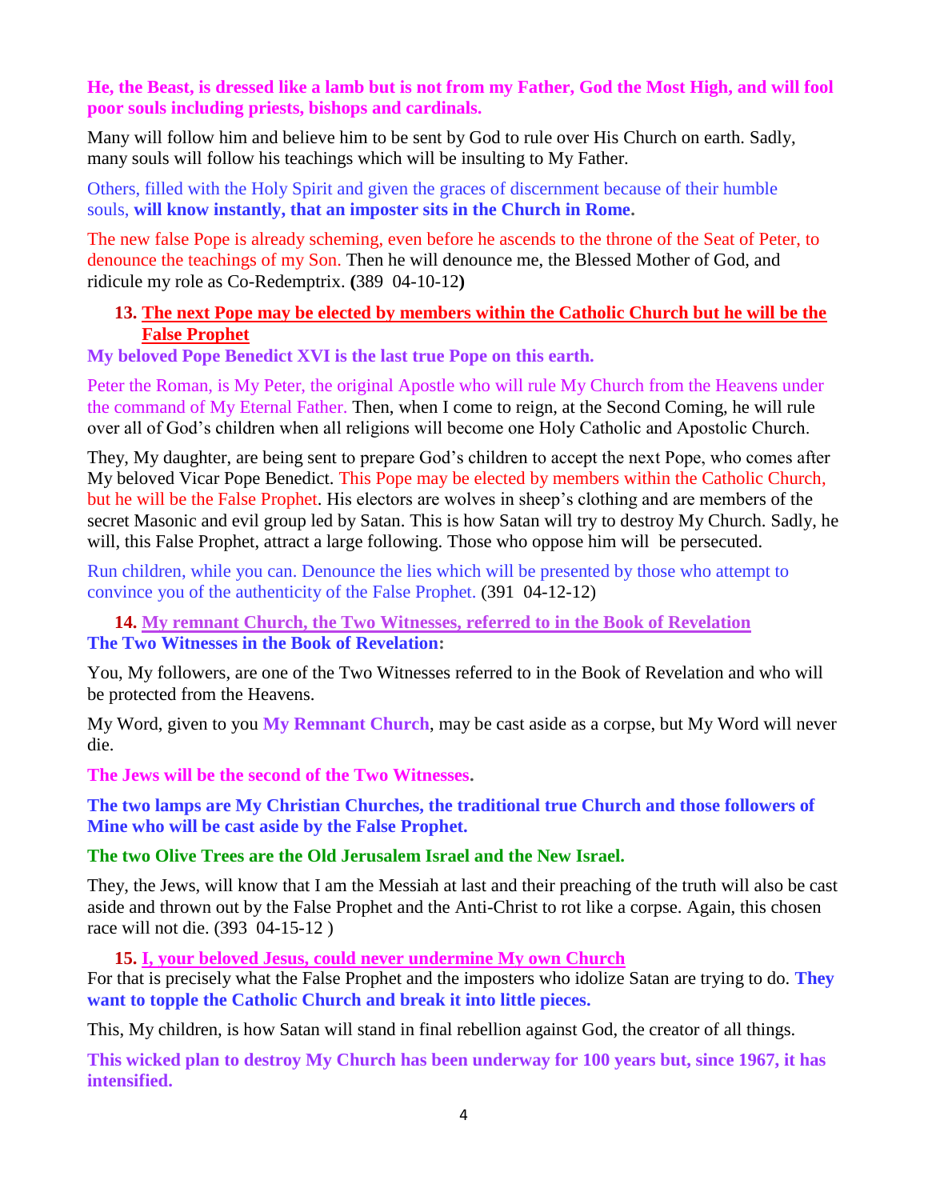**He, the Beast, is dressed like a lamb but is not from my Father, God the Most High, and will fool poor souls including priests, bishops and cardinals.**

Many will follow him and believe him to be sent by God to rule over His Church on earth. Sadly, many souls will follow his teachings which will be insulting to My Father.

Others, filled with the Holy Spirit and given the graces of discernment because of their humble souls, **will know instantly, that an imposter sits in the Church in Rome.**

The new false Pope is already scheming, even before he ascends to the throne of the Seat of Peter, to denounce the teachings of my Son. Then he will denounce me, the Blessed Mother of God, and ridicule my role as Co-Redemptrix. **(**389 04-10-12**)**

13. **The next Pope may be elected by members within the Catholic Church but he will be the False Prophet**

**My beloved Pope Benedict XVI is the last true Pope on this earth.**

Peter the Roman, is My Peter, the original Apostle who will rule My Church from the Heavens under the command of My Eternal Father. Then, when I come to reign, at the Second Coming, he will rule over all of God's children when all religions will become one Holy Catholic and Apostolic Church.

They, My daughter, are being sent to prepare God's children to accept the next Pope, who comes after My beloved Vicar Pope Benedict. This Pope may be elected by members within the Catholic Church, but he will be the False Prophet. His electors are wolves in sheep's clothing and are members of the secret Masonic and evil group led by Satan. This is how Satan will try to destroy My Church. Sadly, he will, this False Prophet, attract a large following. Those who oppose him will be persecuted.

Run children, while you can. Denounce the lies which will be presented by those who attempt to convince you of the authenticity of the False Prophet. (391 04-12-12)

14. **My remnant Church, the Two Witnesses, referred to in the Book of Revelation**

**The Two Witnesses in the Book of Revelation:**

You, My followers, are one of the Two Witnesses referred to in the Book of Revelation and who will be protected from the Heavens.

My Word, given to you **My Remnant Church**, may be cast aside as a corpse, but My Word will never die.

**The Jews will be the second of the Two Witnesses.**

**The two lamps are My Christian Churches, the traditional true Church and those followers of Mine who will be cast aside by the False Prophet.**

**The two Olive Trees are the Old Jerusalem Israel and the New Israel.**

They, the Jews, will know that I am the Messiah at last and their preaching of the truth will also be cast aside and thrown out by the False Prophet and the Anti-Christ to rot like a corpse. Again, this chosen race will not die. (393 04-15-12 )

15. **I, your beloved Jesus, could never undermine My own Church**

For that is precisely what the False Prophet and the imposters who idolize Satan are trying to do. **They want to topple the Catholic Church and break it into little pieces.**

This, My children, is how Satan will stand in final rebellion against God, the creator of all things.

**This wicked plan to destroy My Church has been underway for 100 years but, since 1967, it has intensified.**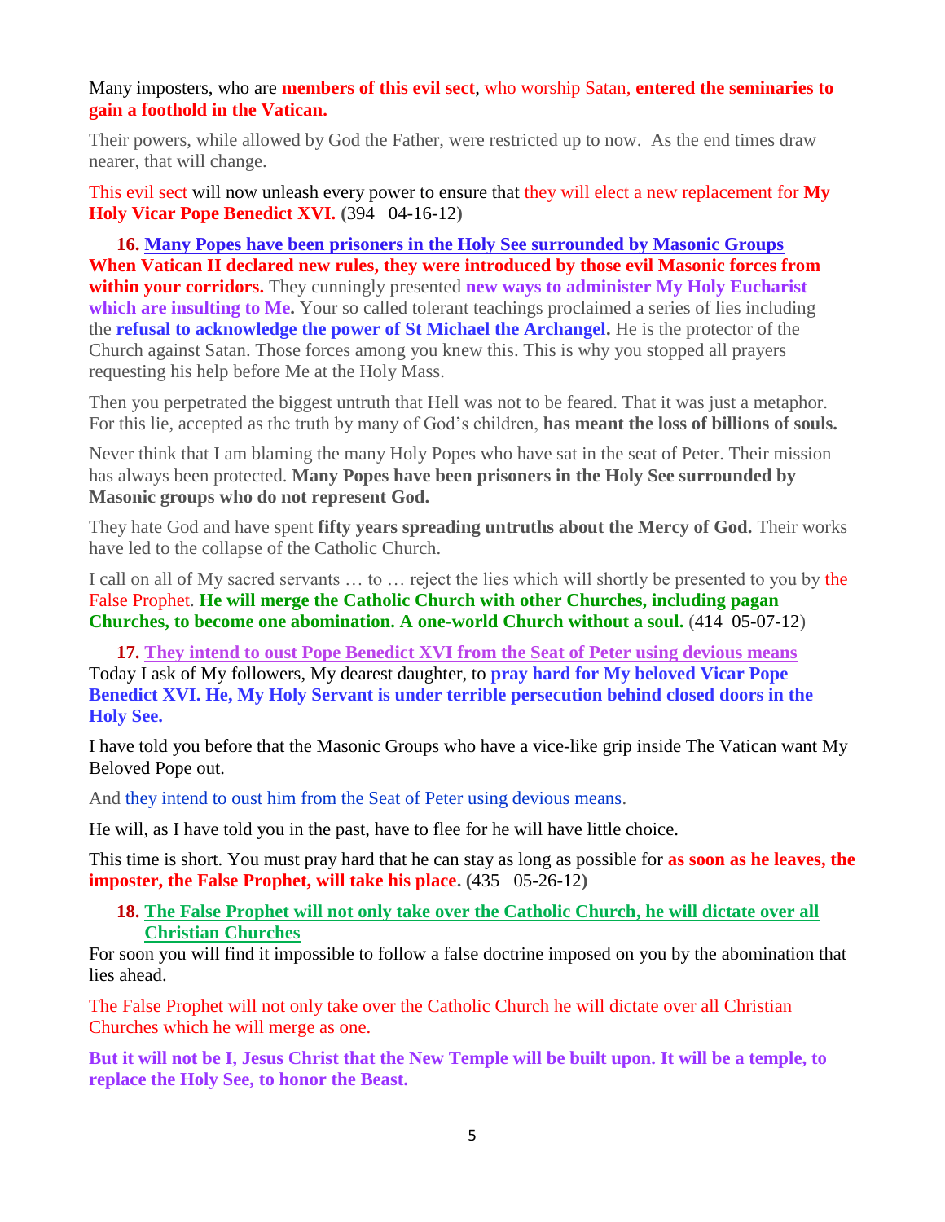Many imposters, who are **members of this evil sect**, who worship Satan, **entered the seminaries to gain a foothold in the Vatican.**

Their powers, while allowed by God the Father, were restricted up to now. As the end times draw nearer, that will change.

This evil sect will now unleash every power to ensure that they will elect a new replacement for **My Holy Vicar Pope Benedict XVI.** (394 04-16-12)

16. **Many Popes have been prisoners in the Holy See surrounded by Masonic Groups**

**When Vatican II declared new rules, they were introduced by those evil Masonic forces from within your corridors.** They cunningly presented **new ways to administer My Holy Eucharist which are insulting to Me.** Your so called tolerant teachings proclaimed a series of lies including the **refusal to acknowledge the power of St Michael the Archangel.** He is the protector of the Church against Satan. Those forces among you knew this. This is why you stopped all prayers requesting his help before Me at the Holy Mass.

Then you perpetrated the biggest untruth that Hell was not to be feared. That it was just a metaphor. For this lie, accepted as the truth by many of God's children, **has meant the loss of billions of souls.**

Never think that I am blaming the many Holy Popes who have sat in the seat of Peter. Their mission has always been protected. **Many Popes have been prisoners in the Holy See surrounded by Masonic groups who do not represent God.**

They hate God and have spent **fifty years spreading untruths about the Mercy of God.** Their works have led to the collapse of the Catholic Church.

I call on all of My sacred servants … to … reject the lies which will shortly be presented to you by the False Prophet. **He will merge the Catholic Church with other Churches, including pagan Churches, to become one abomination. A one-world Church without a soul.** (414 05-07-12)

17. **They intend to oust Pope Benedict XVI from the Seat of Peter using devious means**

Today I ask of My followers, My dearest daughter, to **pray hard for My beloved Vicar Pope Benedict XVI. He, My Holy Servant is under terrible persecution behind closed doors in the Holy See.**

I have told you before that the Masonic Groups who have a vice-like grip inside The Vatican want My Beloved Pope out.

And they intend to oust him from the Seat of Peter using devious means.

He will, as I have told you in the past, have to flee for he will have little choice.

This time is short. You must pray hard that he can stay as long as possible for **as soon as he leaves, the imposter, the False Prophet, will take his place.** (435 05-26-12)

18. **The False Prophet will not only take over the Catholic Church, he will dictate over all Christian Churches**

For soon you will find it impossible to follow a false doctrine imposed on you by the abomination that lies ahead.

The False Prophet will not only take over the Catholic Church he will dictate over all Christian Churches which he will merge as one.

**But it will not be I, Jesus Christ that the New Temple will be built upon. It will be a temple, to replace the Holy See, to honor the Beast.**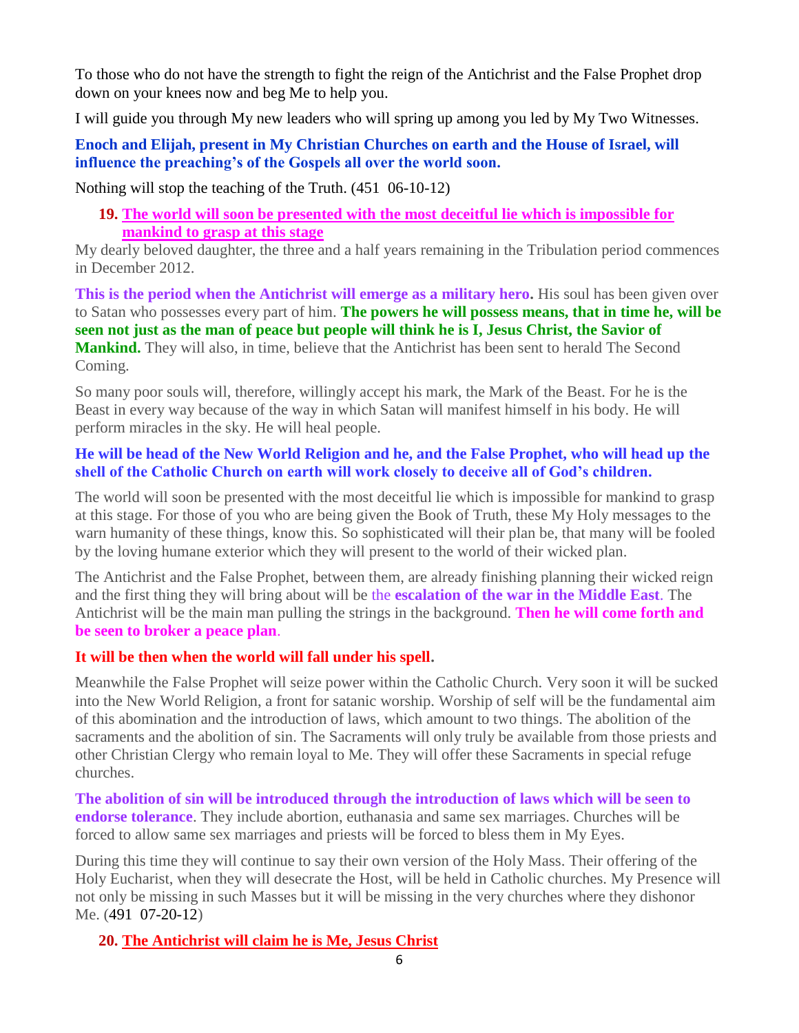To those who do not have the strength to fight the reign of the Antichrist and the False Prophet drop down on your knees now and beg Me to help you.

I will guide you through My new leaders who will spring up among you led by My Two Witnesses.

**Enoch and Elijah, present in My Christian Churches on earth and the House of Israel, will influence the preaching's of the Gospels all over the world soon.**

Nothing will stop the teaching of the Truth. (451 06-10-12)

### 19. The world will soon be presented with the most deceitful lie which is impossible for mankind to grasp at this stage

My dearly beloved daughter, the three and a half years remaining in the Tribulation period commences in December 2012.

**This is the period when the Antichrist will emerge as a military hero.** His soul has been given over to Satan who possesses every part of him. **The powers he will possess means, that in time he, will be seen not just as the man of peace but people will think he is I, Jesus Christ, the Savior of Mankind.** They will also, in time, believe that the Antichrist has been sent to herald The Second Coming.

So many poor souls will, therefore, willingly accept his mark, the Mark of the Beast. For he is the Beast in every way because of the way in which Satan will manifest himself in his body. He will perform miracles in the sky. He will heal people.

**He will be head of the New World Religion and he, and the False Prophet, who will head up the shell of the Catholic Church on earth will work closely to deceive all of God's children.**

The world will soon be presented with the most deceitful lie which is impossible for mankind to grasp at this stage. For those of you who are being given the Book of Truth, these My Holy messages to the warn humanity of these things, know this. So sophisticated will their plan be, that many will be fooled by the loving humane exterior which they will present to the world of their wicked plan.

The Antichrist and the False Prophet, between them, are already finishing planning their wicked reign and the first thing they will bring about will be the **escalation of the war in the Middle East**. The Antichrist will be the main man pulling the strings in the background. **Then he will come forth and be seen to broker a peace plan**.

**It will be then when the world will fall under his spell.**

Meanwhile the False Prophet will seize power within the Catholic Church. Very soon it will be sucked into the New World Religion, a front for satanic worship. Worship of self will be the fundamental aim of this abomination and the introduction of laws, which amount to two things. The abolition of the sacraments and the abolition of sin. The Sacraments will only truly be available from those priests and other Christian Clergy who remain loyal to Me. They will offer these Sacraments in special refuge churches.

**The abolition of sin will be introduced through the introduction of laws which will be seen to endorse tolerance**. They include abortion, euthanasia and same sex marriages. Churches will be forced to allow same sex marriages and priests will be forced to bless them in My Eyes.

During this time they will continue to say their own version of the Holy Mass. Their offering of the Holy Eucharist, when they will desecrate the Host, will be held in Catholic churches. My Presence will not only be missing in such Masses but it will be missing in the very churches where they dishonor Me. (491 07-20-12)

### 20. The Antichrist will claim he is Me, Jesus Christ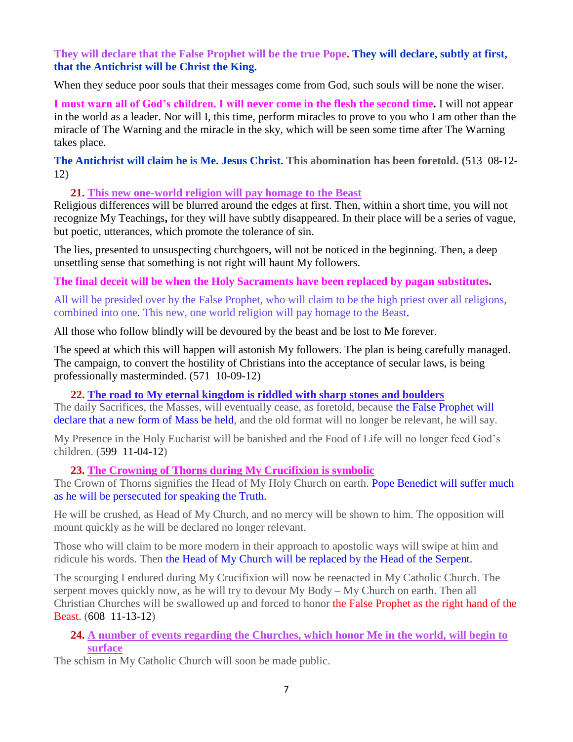**They will declare that the False Prophet will be the true Pope. They will declare, subtly at first, that the Antichrist will be Christ the King.**

When they seduce poor souls that their messages come from God, such souls will be none the wiser.

**I must warn all of God's children. I will never come in the flesh the second time.** I will not appear in the world as a leader. Nor will I, this time, perform miracles to prove to you who I am other than the miracle of The Warning and the miracle in the sky, which will be seen some time after The Warning takes place.

**The Antichrist will claim he is Me. Jesus Christ. This abomination has been foretold.** (513 08-12-12)

21. **This new one-world religion will pay homage to the Beast**

Religious differences will be blurred around the edges at first. Then, within a short time, you will not recognize My Teachings, for they will have subtly disappeared. In their place will be a series of vague, but poetic, utterances, which promote the tolerance of sin.

The lies, presented to unsuspecting churchgoers, will not be noticed in the beginning. Then, a deep unsettling sense that something is not right will haunt My followers.

**The final deceit will be when the Holy Sacraments have been replaced by pagan substitutes.**

All will be presided over by the False Prophet, who will claim to be the high priest over all religions, combined into one. This new, one world religion will pay homage to the Beast.

All those who follow blindly will be devoured by the beast and be lost to Me forever.

The speed at which this will happen will astonish My followers. The plan is being carefully managed. The campaign, to convert the hostility of Christians into the acceptance of secular laws, is being professionally masterminded. (571 10-09-12)

22. **The road to My eternal kingdom is riddled with sharp stones and boulders**

The daily Sacrifices, the Masses, will eventually cease, as foretold, because the False Prophet will declare that a new form of Mass be held, and the old format will no longer be relevant, he will say.

My Presence in the Holy Eucharist will be banished and the Food of Life will no longer feed God's children. (599 11-04-12)

23. **The Crowning of Thorns during My Crucifixion is symbolic**

The Crown of Thorns signifies the Head of My Holy Church on earth. Pope Benedict will suffer much as he will be persecuted for speaking the Truth.

He will be crushed, as Head of My Church, and no mercy will be shown to him. The opposition will mount quickly as he will be declared no longer relevant.

Those who will claim to be more modern in their approach to apostolic ways will swipe at him and ridicule his words. Then the Head of My Church will be replaced by the Head of the Serpent.

The scourging I endured during My Crucifixion will now be reenacted in My Catholic Church. The serpent moves quickly now, as he will try to devour My Body – My Church on earth. Then all Christian Churches will be swallowed up and forced to honor the False Prophet as the right hand of the Beast. (608 11-13-12)

24. **A number of events regarding the Churches, which honor Me in the world, will begin to surface**

The schism in My Catholic Church will soon be made public.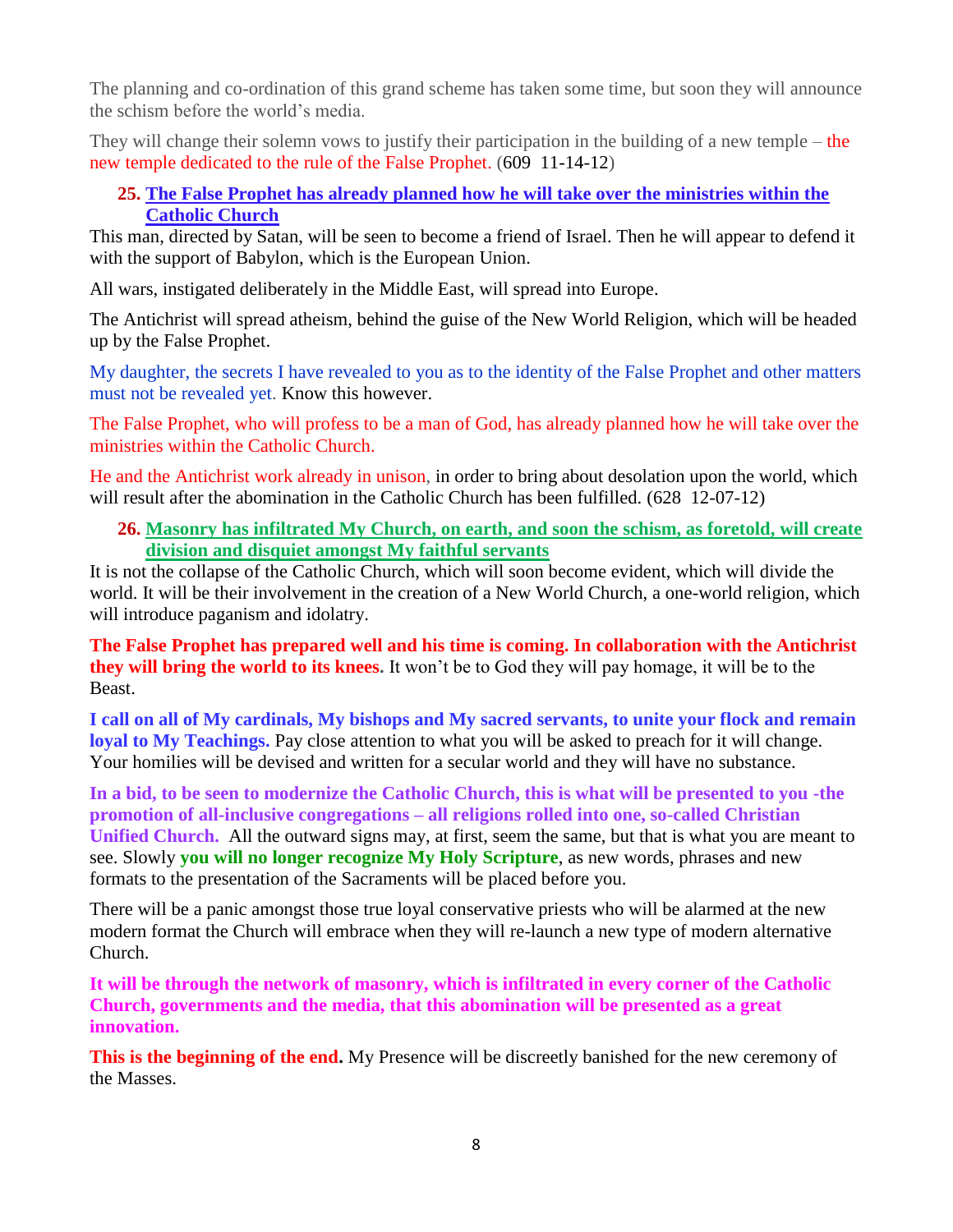The planning and co-ordination of this grand scheme has taken some time, but soon they will announce the schism before the world's media.

They will change their solemn vows to justify their participation in the building of a new temple – the new temple dedicated to the rule of the False Prophet. (609 11-14-12)

25. **The False Prophet has already planned how he will take over the ministries within the Catholic Church**

This man, directed by Satan, will be seen to become a friend of Israel. Then he will appear to defend it with the support of Babylon, which is the European Union.

All wars, instigated deliberately in the Middle East, will spread into Europe.

The Antichrist will spread atheism, behind the guise of the New World Religion, which will be headed up by the False Prophet.

My daughter, the secrets I have revealed to you as to the identity of the False Prophet and other matters must not be revealed yet. Know this however.

The False Prophet, who will profess to be a man of God, has already planned how he will take over the ministries within the Catholic Church.

He and the Antichrist work already in unison, in order to bring about desolation upon the world, which will result after the abomination in the Catholic Church has been fulfilled. (628 12-07-12)

26. **Masonry has infiltrated My Church, on earth, and soon the schism, as foretold, will create division and disquiet amongst My faithful servants**

It is not the collapse of the Catholic Church, which will soon become evident, which will divide the world. It will be their involvement in the creation of a New World Church, a one-world religion, which will introduce paganism and idolatry.

**The False Prophet has prepared well and his time is coming. In collaboration with the Antichrist they will bring the world to its knees.** It won't be to God they will pay homage, it will be to the Beast.

**I call on all of My cardinals, My bishops and My sacred servants, to unite your flock and remain loyal to My Teachings.** Pay close attention to what you will be asked to preach for it will change. Your homilies will be devised and written for a secular world and they will have no substance.

**In a bid, to be seen to modernize the Catholic Church, this is what will be presented to you -the promotion of all-inclusive congregations – all religions rolled into one, so-called Christian Unified Church.** All the outward signs may, at first, seem the same, but that is what you are meant to see. Slowly **you will no longer recognize My Holy Scripture**, as new words, phrases and new formats to the presentation of the Sacraments will be placed before you.

There will be a panic amongst those true loyal conservative priests who will be alarmed at the new modern format the Church will embrace when they will re-launch a new type of modern alternative Church.

**It will be through the network of masonry, which is infiltrated in every corner of the Catholic Church, governments and the media, that this abomination will be presented as a great innovation.**

**This is the beginning of the end.** My Presence will be discreetly banished for the new ceremony of the Masses.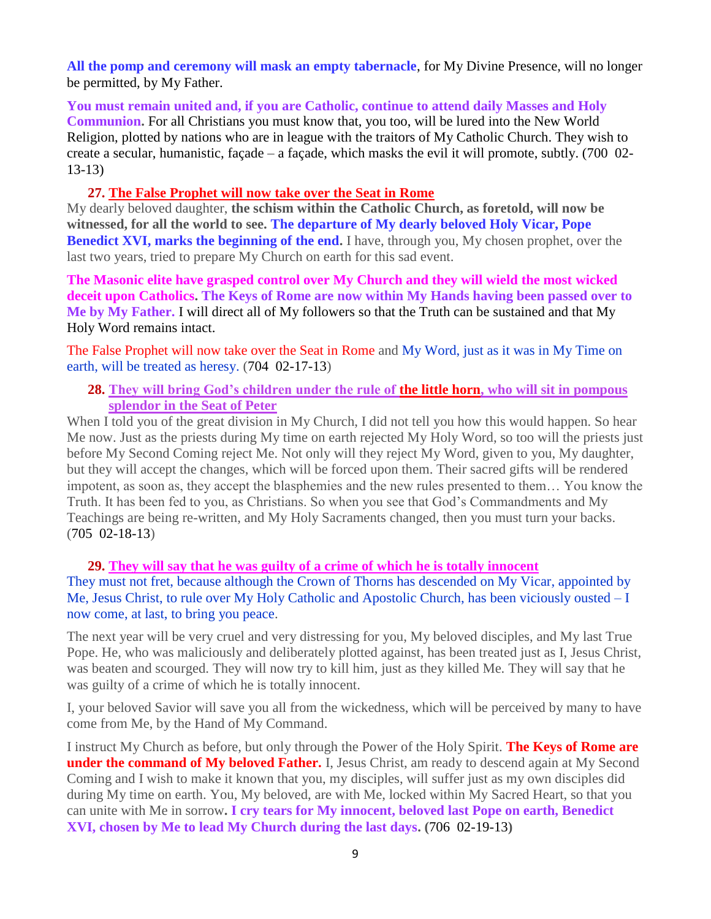**All the pomp and ceremony will mask an empty tabernacle**, for My Divine Presence, will no longer be permitted, by My Father.

**You must remain united and, if you are Catholic, continue to attend daily Masses and Holy Communion.** For all Christians you must know that, you too, will be lured into the New World Religion, plotted by nations who are in league with the traitors of My Catholic Church. They wish to create a secular, humanistic, façade – a façade, which masks the evil it will promote, subtly. (700 02-13-13)

**27. The False Prophet will now take over the Seat in Rome**

My dearly beloved daughter, **the schism within the Catholic Church, as foretold, will now be witnessed, for all the world to see. The departure of My dearly beloved Holy Vicar, Pope Benedict XVI, marks the beginning of the end.** I have, through you, My chosen prophet, over the last two years, tried to prepare My Church on earth for this sad event.

**The Masonic elite have grasped control over My Church and they will wield the most wicked deceit upon Catholics. The Keys of Rome are now within My Hands having been passed over to Me by My Father.** I will direct all of My followers so that the Truth can be sustained and that My Holy Word remains intact.

The False Prophet will now take over the Seat in Rome and My Word, just as it was in My Time on earth, will be treated as heresy. (704 02-17-13)

**28. They will bring God's children under the rule of the little horn, who will sit in pompous splendor in the Seat of Peter**

When I told you of the great division in My Church, I did not tell you how this would happen. So hear Me now. Just as the priests during My time on earth rejected My Holy Word, so too will the priests just before My Second Coming reject Me. Not only will they reject My Word, given to you, My daughter, but they will accept the changes, which will be forced upon them. Their sacred gifts will be rendered impotent, as soon as, they accept the blasphemies and the new rules presented to them… You know the Truth. It has been fed to you, as Christians. So when you see that God's Commandments and My Teachings are being re-written, and My Holy Sacraments changed, then you must turn your backs. (705 02-18-13)

**29. They will say that he was guilty of a crime of which he is totally innocent**

They must not fret, because although the Crown of Thorns has descended on My Vicar, appointed by Me, Jesus Christ, to rule over My Holy Catholic and Apostolic Church, has been viciously ousted – I now come, at last, to bring you peace.

The next year will be very cruel and very distressing for you, My beloved disciples, and My last True Pope. He, who was maliciously and deliberately plotted against, has been treated just as I, Jesus Christ, was beaten and scourged. They will now try to kill him, just as they killed Me. They will say that he was guilty of a crime of which he is totally innocent.

I, your beloved Savior will save you all from the wickedness, which will be perceived by many to have come from Me, by the Hand of My Command.

I instruct My Church as before, but only through the Power of the Holy Spirit. **The Keys of Rome are under the command of My beloved Father.** I, Jesus Christ, am ready to descend again at My Second Coming and I wish to make it known that you, my disciples, will suffer just as my own disciples did during My time on earth. You, My beloved, are with Me, locked within My Sacred Heart, so that you can unite with Me in sorrow**. I cry tears for My innocent, beloved last Pope on earth, Benedict XVI, chosen by Me to lead My Church during the last days. (706 02-19-13)**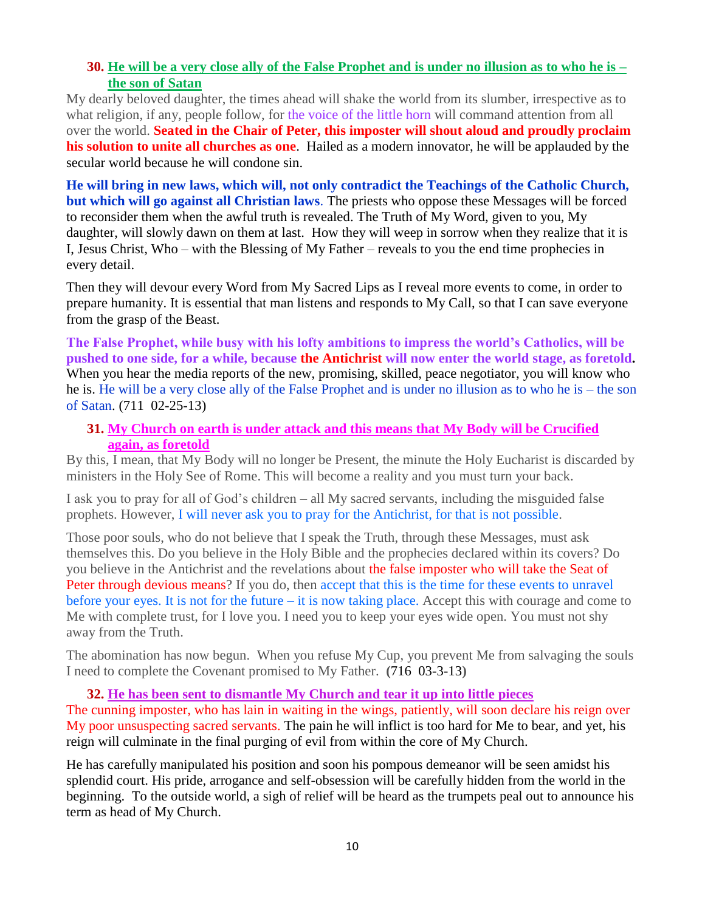### 30. He will be a very close ally of the False Prophet and is under no illusion as to who he is – the son of Satan

My dearly beloved daughter, the times ahead will shake the world from its slumber, irrespective as to what religion, if any, people follow, for the voice of the little horn will command attention from all over the world. **Seated in the Chair of Peter, this imposter will shout aloud and proudly proclaim his solution to unite all churches as one**. Hailed as a modern innovator, he will be applauded by the secular world because he will condone sin.

**He will bring in new laws, which will, not only contradict the Teachings of the Catholic Church, but which will go against all Christian laws**. The priests who oppose these Messages will be forced to reconsider them when the awful truth is revealed. The Truth of My Word, given to you, My daughter, will slowly dawn on them at last. How they will weep in sorrow when they realize that it is I, Jesus Christ, Who – with the Blessing of My Father – reveals to you the end time prophecies in every detail.

Then they will devour every Word from My Sacred Lips as I reveal more events to come, in order to prepare humanity. It is essential that man listens and responds to My Call, so that I can save everyone from the grasp of the Beast.

**The False Prophet, while busy with his lofty ambitions to impress the world's Catholics, will be pushed to one side, for a while, because the Antichrist will now enter the world stage, as foretold.** When you hear the media reports of the new, promising, skilled, peace negotiator, you will know who he is. He will be a very close ally of the False Prophet and is under no illusion as to who he is – the son of Satan. (711 02-25-13)

### 31. My Church on earth is under attack and this means that My Body will be Crucified again, as foretold

By this, I mean, that My Body will no longer be Present, the minute the Holy Eucharist is discarded by ministers in the Holy See of Rome. This will become a reality and you must turn your back.

I ask you to pray for all of God's children – all My sacred servants, including the misguided false prophets. However, I will never ask you to pray for the Antichrist, for that is not possible.

Those poor souls, who do not believe that I speak the Truth, through these Messages, must ask themselves this. Do you believe in the Holy Bible and the prophecies declared within its covers? Do you believe in the Antichrist and the revelations about the false imposter who will take the Seat of Peter through devious means? If you do, then accept that this is the time for these events to unravel before your eyes. It is not for the future – it is now taking place. Accept this with courage and come to Me with complete trust, for I love you. I need you to keep your eyes wide open. You must not shy away from the Truth.

The abomination has now begun. When you refuse My Cup, you prevent Me from salvaging the souls I need to complete the Covenant promised to My Father. **(**716 03-3-13**)**

### 32. He has been sent to dismantle My Church and tear it up into little pieces

The cunning imposter, who has lain in waiting in the wings, patiently, will soon declare his reign over My poor unsuspecting sacred servants. The pain he will inflict is too hard for Me to bear, and yet, his reign will culminate in the final purging of evil from within the core of My Church.

He has carefully manipulated his position and soon his pompous demeanor will be seen amidst his splendid court. His pride, arrogance and self-obsession will be carefully hidden from the world in the beginning. To the outside world, a sigh of relief will be heard as the trumpets peal out to announce his term as head of My Church.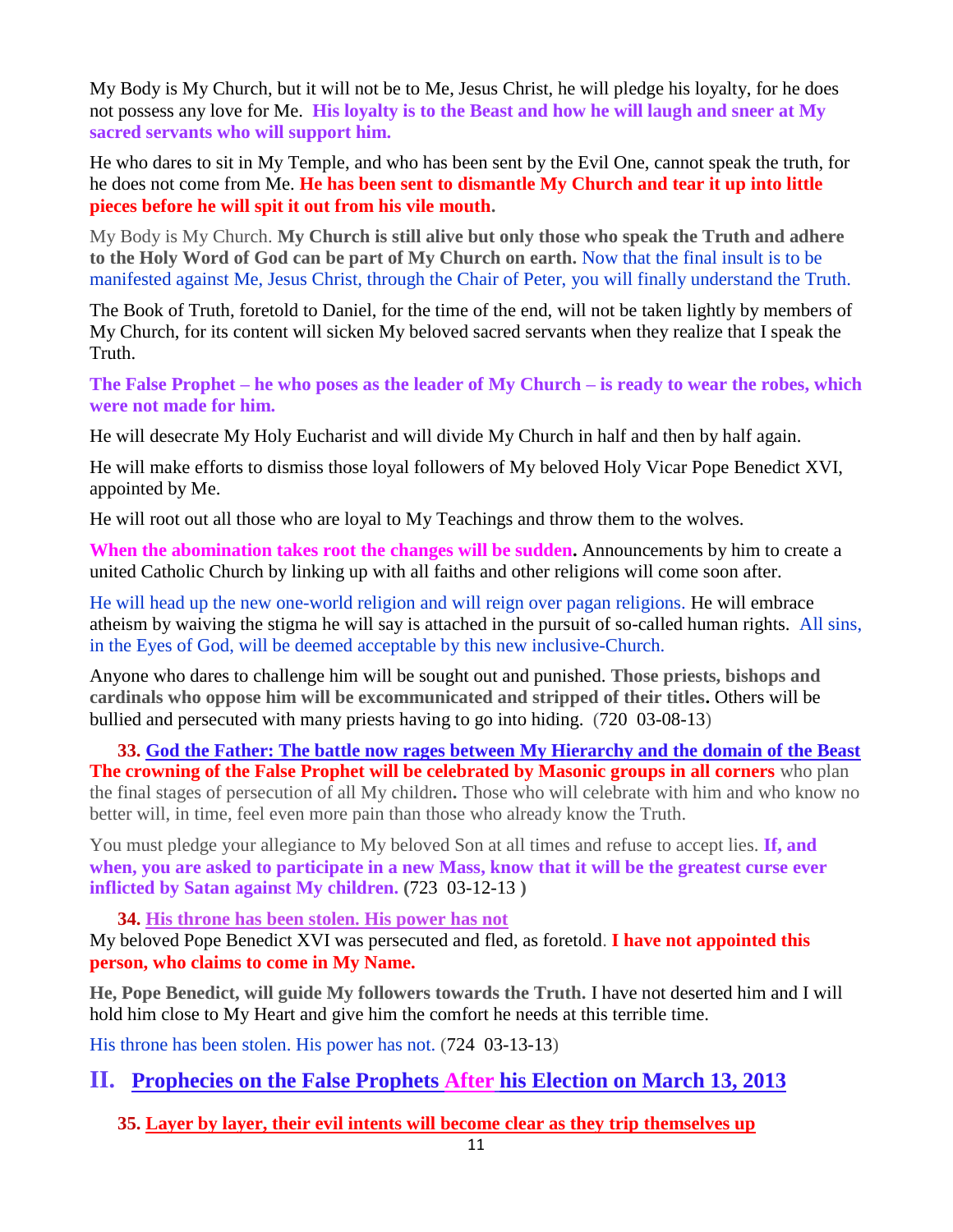My Body is My Church, but it will not be to Me, Jesus Christ, he will pledge his loyalty, for he does not possess any love for Me. **His loyalty is to the Beast and how he will laugh and sneer at My sacred servants who will support him.**

He who dares to sit in My Temple, and who has been sent by the Evil One, cannot speak the truth, for he does not come from Me. **He has been sent to dismantle My Church and tear it up into little pieces before he will spit it out from his vile mouth.**

My Body is My Church. **My Church is still alive but only those who speak the Truth and adhere to the Holy Word of God can be part of My Church on earth.** Now that the final insult is to be manifested against Me, Jesus Christ, through the Chair of Peter, you will finally understand the Truth.

The Book of Truth, foretold to Daniel, for the time of the end, will not be taken lightly by members of My Church, for its content will sicken My beloved sacred servants when they realize that I speak the Truth.

**The False Prophet – he who poses as the leader of My Church – is ready to wear the robes, which were not made for him.**

He will desecrate My Holy Eucharist and will divide My Church in half and then by half again.

He will make efforts to dismiss those loyal followers of My beloved Holy Vicar Pope Benedict XVI, appointed by Me.

He will root out all those who are loyal to My Teachings and throw them to the wolves.

**When the abomination takes root the changes will be sudden.** Announcements by him to create a united Catholic Church by linking up with all faiths and other religions will come soon after.

He will head up the new one-world religion and will reign over pagan religions. He will embrace atheism by waiving the stigma he will say is attached in the pursuit of so-called human rights. All sins, in the Eyes of God, will be deemed acceptable by this new inclusive-Church.

Anyone who dares to challenge him will be sought out and punished. **Those priests, bishops and cardinals who oppose him will be excommunicated and stripped of their titles.** Others will be bullied and persecuted with many priests having to go into hiding. (720 03-08-13)

**33. God the Father: The battle now rages between My Hierarchy and the domain of the Beast**
**The crowning of the False Prophet will be celebrated by Masonic groups in all corners** who plan the final stages of persecution of all My children**.** Those who will celebrate with him and who know no better will, in time, feel even more pain than those who already know the Truth.

You must pledge your allegiance to My beloved Son at all times and refuse to accept lies. **If, and when, you are asked to participate in a new Mass, know that it will be the greatest curse ever inflicted by Satan against My children.** (723 03-12-13 )

**34. His throne has been stolen. His power has not**
My beloved Pope Benedict XVI was persecuted and fled, as foretold. **I have not appointed this person, who claims to come in My Name.**

**He, Pope Benedict, will guide My followers towards the Truth.** I have not deserted him and I will hold him close to My Heart and give him the comfort he needs at this terrible time.

His throne has been stolen. His power has not. (724 03-13-13)

## II. Prophecies on the False Prophets After his Election on March 13, 2013

**35. Layer by layer, their evil intents will become clear as they trip themselves up**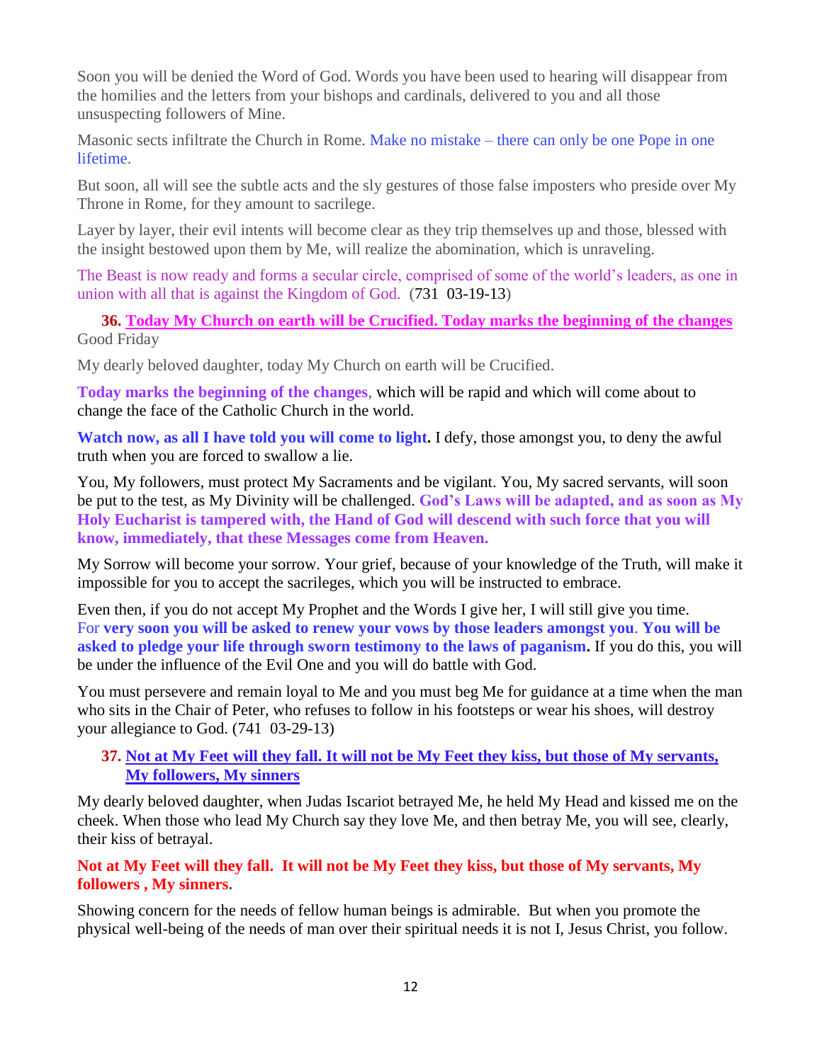Soon you will be denied the Word of God. Words you have been used to hearing will disappear from the homilies and the letters from your bishops and cardinals, delivered to you and all those unsuspecting followers of Mine.

Masonic sects infiltrate the Church in Rome. Make no mistake – there can only be one Pope in one lifetime.

But soon, all will see the subtle acts and the sly gestures of those false imposters who preside over My Throne in Rome, for they amount to sacrilege.

Layer by layer, their evil intents will become clear as they trip themselves up and those, blessed with the insight bestowed upon them by Me, will realize the abomination, which is unraveling.

The Beast is now ready and forms a secular circle, comprised of some of the world's leaders, as one in union with all that is against the Kingdom of God. (731 03-19-13)

**36. Today My Church on earth will be Crucified. Today marks the beginning of the changes**
Good Friday

My dearly beloved daughter, today My Church on earth will be Crucified.

**Today marks the beginning of the changes**, which will be rapid and which will come about to change the face of the Catholic Church in the world.

**Watch now, as all I have told you will come to light.** I defy, those amongst you, to deny the awful truth when you are forced to swallow a lie.

You, My followers, must protect My Sacraments and be vigilant. You, My sacred servants, will soon be put to the test, as My Divinity will be challenged. **God's Laws will be adapted, and as soon as My Holy Eucharist is tampered with, the Hand of God will descend with such force that you will know, immediately, that these Messages come from Heaven.**

My Sorrow will become your sorrow. Your grief, because of your knowledge of the Truth, will make it impossible for you to accept the sacrileges, which you will be instructed to embrace.

Even then, if you do not accept My Prophet and the Words I give her, I will still give you time. For **very soon you will be asked to renew your vows by those leaders amongst you**. **You will be asked to pledge your life through sworn testimony to the laws of paganism.** If you do this, you will be under the influence of the Evil One and you will do battle with God.

You must persevere and remain loyal to Me and you must beg Me for guidance at a time when the man who sits in the Chair of Peter, who refuses to follow in his footsteps or wear his shoes, will destroy your allegiance to God. (741 03-29-13)

**37. Not at My Feet will they fall. It will not be My Feet they kiss, but those of My servants, My followers, My sinners**

My dearly beloved daughter, when Judas Iscariot betrayed Me, he held My Head and kissed me on the cheek. When those who lead My Church say they love Me, and then betray Me, you will see, clearly, their kiss of betrayal.

**Not at My Feet will they fall. It will not be My Feet they kiss, but those of My servants, My followers , My sinners.**

Showing concern for the needs of fellow human beings is admirable. But when you promote the physical well-being of the needs of man over their spiritual needs it is not I, Jesus Christ, you follow.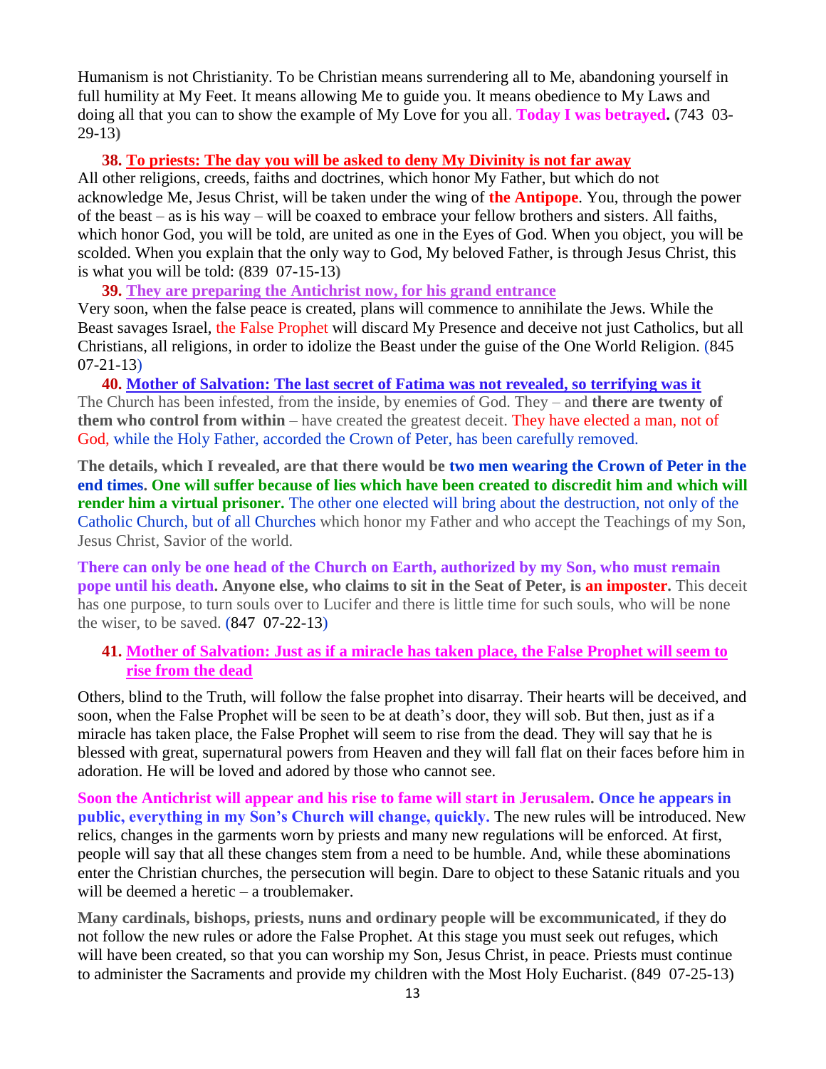Humanism is not Christianity. To be Christian means surrendering all to Me, abandoning yourself in full humility at My Feet. It means allowing Me to guide you. It means obedience to My Laws and doing all that you can to show the example of My Love for you all. **Today I was betrayed.** (743 03-29-13)

**38. To priests: The day you will be asked to deny My Divinity is not far away**

All other religions, creeds, faiths and doctrines, which honor My Father, but which do not acknowledge Me, Jesus Christ, will be taken under the wing of **the Antipope**. You, through the power of the beast – as is his way – will be coaxed to embrace your fellow brothers and sisters. All faiths, which honor God, you will be told, are united as one in the Eyes of God. When you object, you will be scolded. When you explain that the only way to God, My beloved Father, is through Jesus Christ, this is what you will be told: (839 07-15-13)

**39. They are preparing the Antichrist now, for his grand entrance**

Very soon, when the false peace is created, plans will commence to annihilate the Jews. While the Beast savages Israel, the False Prophet will discard My Presence and deceive not just Catholics, but all Christians, all religions, in order to idolize the Beast under the guise of the One World Religion. (845 07-21-13)

**40. Mother of Salvation: The last secret of Fatima was not revealed, so terrifying was it**

The Church has been infested, from the inside, by enemies of God. They – and **there are twenty of them who control from within** – have created the greatest deceit. They have elected a man, not of God, while the Holy Father, accorded the Crown of Peter, has been carefully removed.

**The details, which I revealed, are that there would be two men wearing the Crown of Peter in the end times. One will suffer because of lies which have been created to discredit him and which will render him a virtual prisoner.** The other one elected will bring about the destruction, not only of the Catholic Church, but of all Churches which honor my Father and who accept the Teachings of my Son, Jesus Christ, Savior of the world.

**There can only be one head of the Church on Earth, authorized by my Son, who must remain pope until his death. Anyone else, who claims to sit in the Seat of Peter, is an imposter.** This deceit has one purpose, to turn souls over to Lucifer and there is little time for such souls, who will be none the wiser, to be saved. (847 07-22-13)

**41. Mother of Salvation: Just as if a miracle has taken place, the False Prophet will seem to rise from the dead**

Others, blind to the Truth, will follow the false prophet into disarray. Their hearts will be deceived, and soon, when the False Prophet will be seen to be at death's door, they will sob. But then, just as if a miracle has taken place, the False Prophet will seem to rise from the dead. They will say that he is blessed with great, supernatural powers from Heaven and they will fall flat on their faces before him in adoration. He will be loved and adored by those who cannot see.

**Soon the Antichrist will appear and his rise to fame will start in Jerusalem. Once he appears in public, everything in my Son's Church will change, quickly.** The new rules will be introduced. New relics, changes in the garments worn by priests and many new regulations will be enforced. At first, people will say that all these changes stem from a need to be humble. And, while these abominations enter the Christian churches, the persecution will begin. Dare to object to these Satanic rituals and you will be deemed a heretic – a troublemaker.

**Many cardinals, bishops, priests, nuns and ordinary people will be excommunicated,** if they do not follow the new rules or adore the False Prophet. At this stage you must seek out refuges, which will have been created, so that you can worship my Son, Jesus Christ, in peace. Priests must continue to administer the Sacraments and provide my children with the Most Holy Eucharist. (849 07-25-13)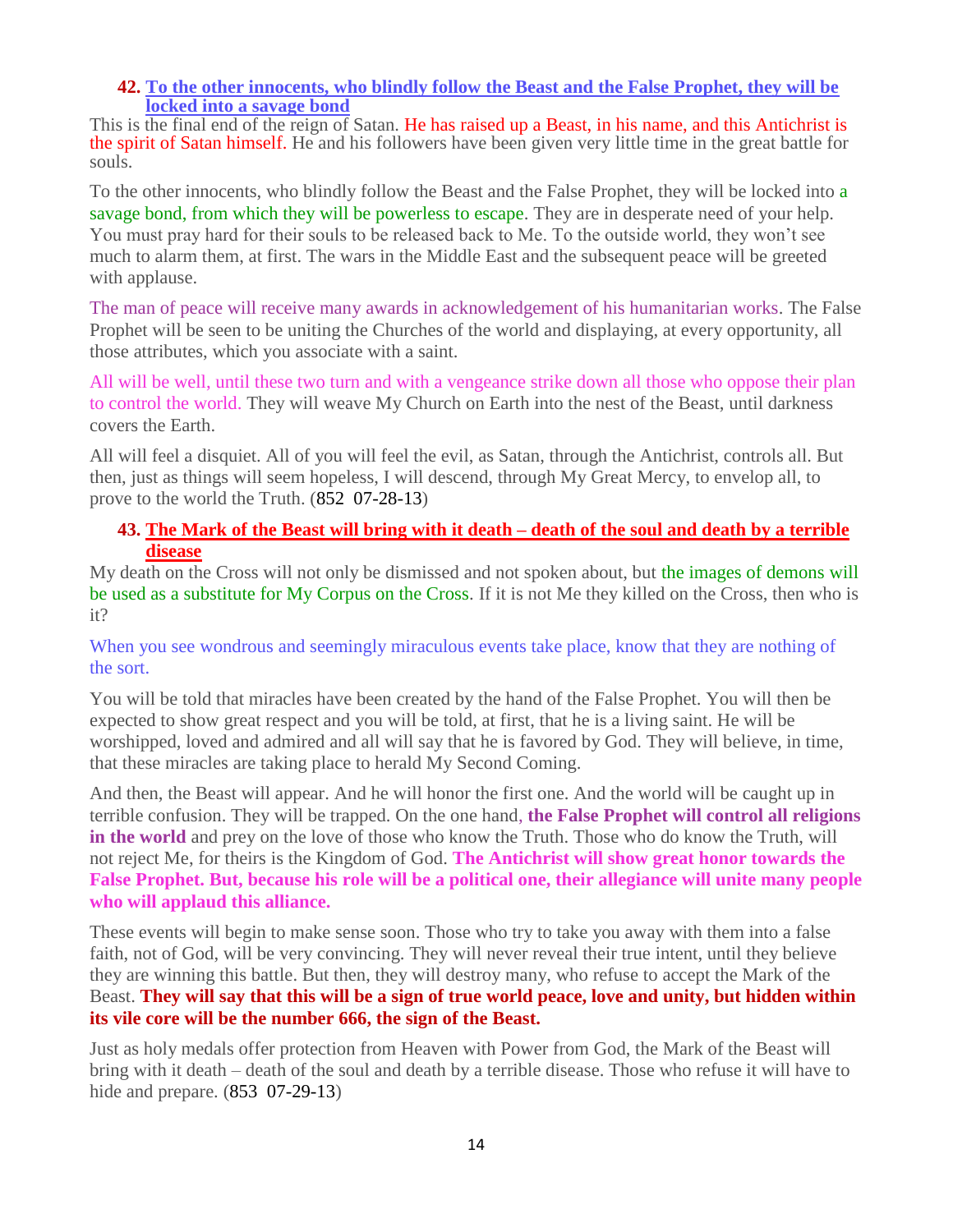### 42. To the other innocents, who blindly follow the Beast and the False Prophet, they will be locked into a savage bond

This is the final end of the reign of Satan. He has raised up a Beast, in his name, and this Antichrist is the spirit of Satan himself. He and his followers have been given very little time in the great battle for souls.

To the other innocents, who blindly follow the Beast and the False Prophet, they will be locked into a savage bond, from which they will be powerless to escape. They are in desperate need of your help. You must pray hard for their souls to be released back to Me. To the outside world, they won't see much to alarm them, at first. The wars in the Middle East and the subsequent peace will be greeted with applause.

The man of peace will receive many awards in acknowledgement of his humanitarian works. The False Prophet will be seen to be uniting the Churches of the world and displaying, at every opportunity, all those attributes, which you associate with a saint.

All will be well, until these two turn and with a vengeance strike down all those who oppose their plan to control the world. They will weave My Church on Earth into the nest of the Beast, until darkness covers the Earth.

All will feel a disquiet. All of you will feel the evil, as Satan, through the Antichrist, controls all. But then, just as things will seem hopeless, I will descend, through My Great Mercy, to envelop all, to prove to the world the Truth. (852 07-28-13)

### 43. The Mark of the Beast will bring with it death – death of the soul and death by a terrible disease

My death on the Cross will not only be dismissed and not spoken about, but the images of demons will be used as a substitute for My Corpus on the Cross. If it is not Me they killed on the Cross, then who is it?

When you see wondrous and seemingly miraculous events take place, know that they are nothing of the sort.

You will be told that miracles have been created by the hand of the False Prophet. You will then be expected to show great respect and you will be told, at first, that he is a living saint. He will be worshipped, loved and admired and all will say that he is favored by God. They will believe, in time, that these miracles are taking place to herald My Second Coming.

And then, the Beast will appear. And he will honor the first one. And the world will be caught up in terrible confusion. They will be trapped. On the one hand, **the False Prophet will control all religions in the world** and prey on the love of those who know the Truth. Those who do know the Truth, will not reject Me, for theirs is the Kingdom of God. **The Antichrist will show great honor towards the False Prophet. But, because his role will be a political one, their allegiance will unite many people who will applaud this alliance.**

These events will begin to make sense soon. Those who try to take you away with them into a false faith, not of God, will be very convincing. They will never reveal their true intent, until they believe they are winning this battle. But then, they will destroy many, who refuse to accept the Mark of the Beast. **They will say that this will be a sign of true world peace, love and unity, but hidden within its vile core will be the number 666, the sign of the Beast.**

Just as holy medals offer protection from Heaven with Power from God, the Mark of the Beast will bring with it death – death of the soul and death by a terrible disease. Those who refuse it will have to hide and prepare. (853 07-29-13)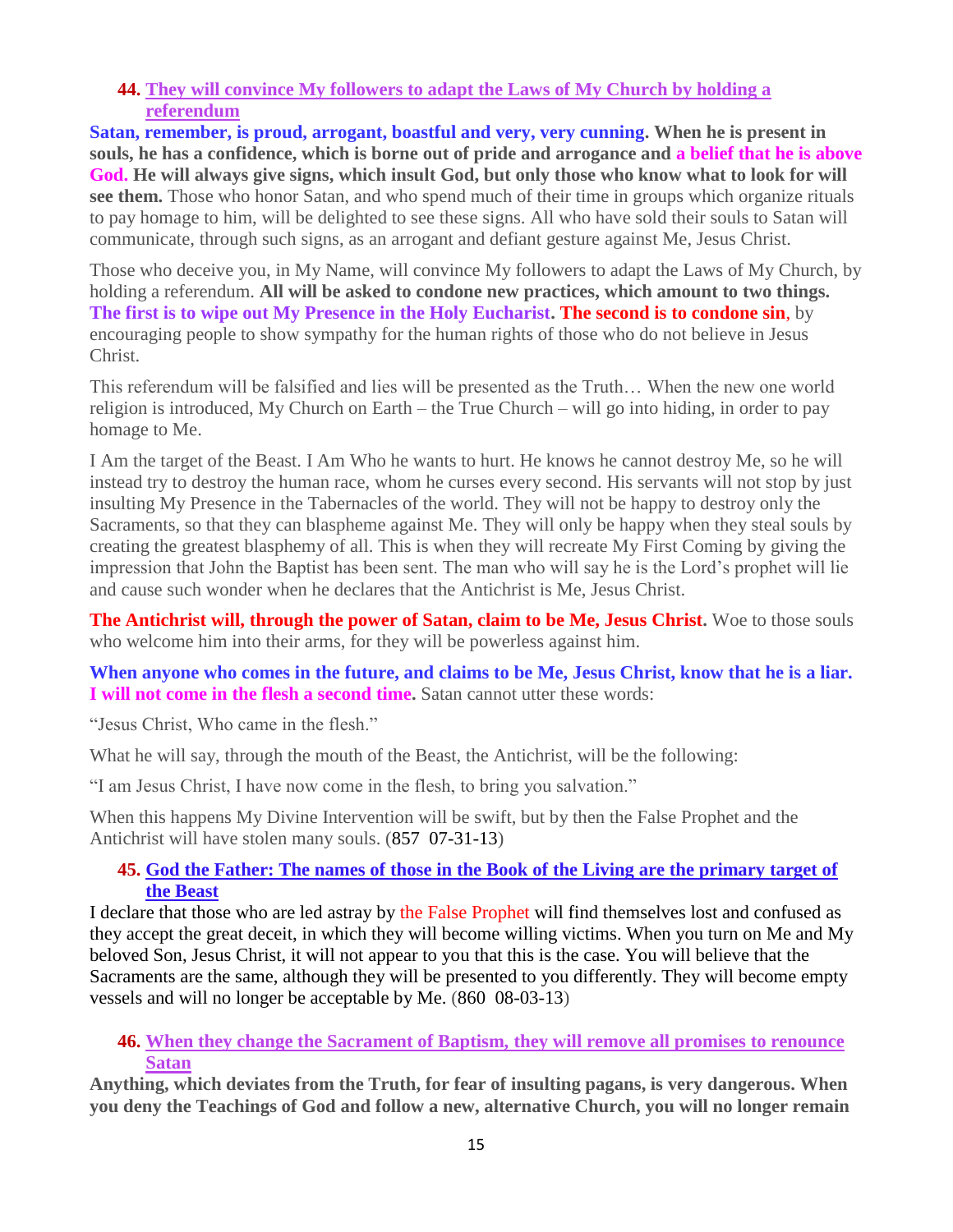44. **They will convince My followers to adapt the Laws of My Church by holding a referendum**

**Satan, remember, is proud, arrogant, boastful and very, very cunning. When he is present in souls, he has a confidence, which is borne out of pride and arrogance and a belief that he is above God. He will always give signs, which insult God, but only those who know what to look for will see them.** Those who honor Satan, and who spend much of their time in groups which organize rituals to pay homage to him, will be delighted to see these signs. All who have sold their souls to Satan will communicate, through such signs, as an arrogant and defiant gesture against Me, Jesus Christ.

Those who deceive you, in My Name, will convince My followers to adapt the Laws of My Church, by holding a referendum. **All will be asked to condone new practices, which amount to two things. The first is to wipe out My Presence in the Holy Eucharist. The second is to condone sin**, by encouraging people to show sympathy for the human rights of those who do not believe in Jesus Christ.

This referendum will be falsified and lies will be presented as the Truth… When the new one world religion is introduced, My Church on Earth – the True Church – will go into hiding, in order to pay homage to Me.

I Am the target of the Beast. I Am Who he wants to hurt. He knows he cannot destroy Me, so he will instead try to destroy the human race, whom he curses every second. His servants will not stop by just insulting My Presence in the Tabernacles of the world. They will not be happy to destroy only the Sacraments, so that they can blaspheme against Me. They will only be happy when they steal souls by creating the greatest blasphemy of all. This is when they will recreate My First Coming by giving the impression that John the Baptist has been sent. The man who will say he is the Lord's prophet will lie and cause such wonder when he declares that the Antichrist is Me, Jesus Christ.

**The Antichrist will, through the power of Satan, claim to be Me, Jesus Christ.** Woe to those souls who welcome him into their arms, for they will be powerless against him.

**When anyone who comes in the future, and claims to be Me, Jesus Christ, know that he is a liar. I will not come in the flesh a second time.** Satan cannot utter these words:

"Jesus Christ, Who came in the flesh."

What he will say, through the mouth of the Beast, the Antichrist, will be the following:

"I am Jesus Christ, I have now come in the flesh, to bring you salvation."

When this happens My Divine Intervention will be swift, but by then the False Prophet and the Antichrist will have stolen many souls. (857 07-31-13)

45. **God the Father: The names of those in the Book of the Living are the primary target of the Beast**

I declare that those who are led astray by the False Prophet will find themselves lost and confused as they accept the great deceit, in which they will become willing victims. When you turn on Me and My beloved Son, Jesus Christ, it will not appear to you that this is the case. You will believe that the Sacraments are the same, although they will be presented to you differently. They will become empty vessels and will no longer be acceptable by Me. (860 08-03-13)

46. **When they change the Sacrament of Baptism, they will remove all promises to renounce Satan**

**Anything, which deviates from the Truth, for fear of insulting pagans, is very dangerous. When you deny the Teachings of God and follow a new, alternative Church, you will no longer remain**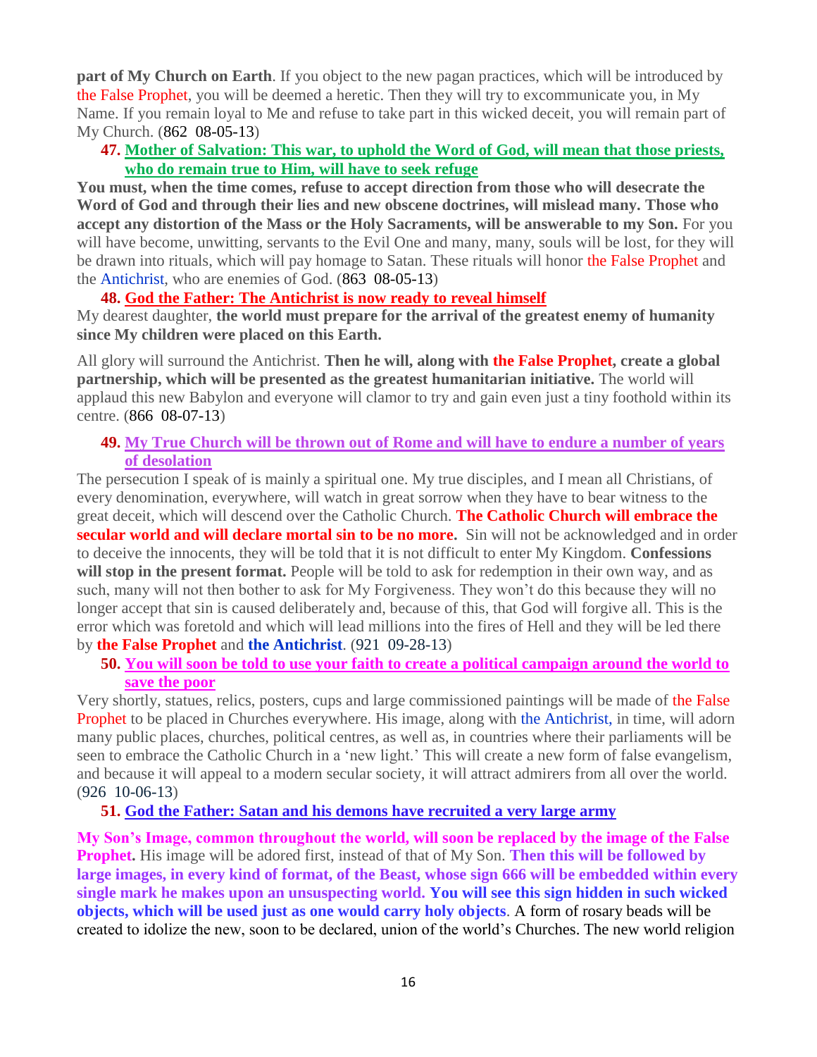**part of My Church on Earth**. If you object to the new pagan practices, which will be introduced by the False Prophet, you will be deemed a heretic. Then they will try to excommunicate you, in My Name. If you remain loyal to Me and refuse to take part in this wicked deceit, you will remain part of My Church. (862 08-05-13)

**47. Mother of Salvation: This war, to uphold the Word of God, will mean that those priests, who do remain true to Him, will have to seek refuge**

**You must, when the time comes, refuse to accept direction from those who will desecrate the Word of God and through their lies and new obscene doctrines, will mislead many. Those who accept any distortion of the Mass or the Holy Sacraments, will be answerable to my Son.** For you will have become, unwitting, servants to the Evil One and many, many, souls will be lost, for they will be drawn into rituals, which will pay homage to Satan. These rituals will honor the False Prophet and the Antichrist, who are enemies of God. (863 08-05-13)

**48. God the Father: The Antichrist is now ready to reveal himself**

My dearest daughter, **the world must prepare for the arrival of the greatest enemy of humanity since My children were placed on this Earth.**

All glory will surround the Antichrist. **Then he will, along with the False Prophet, create a global partnership, which will be presented as the greatest humanitarian initiative.** The world will applaud this new Babylon and everyone will clamor to try and gain even just a tiny foothold within its centre. (866 08-07-13)

**49. My True Church will be thrown out of Rome and will have to endure a number of years of desolation**

The persecution I speak of is mainly a spiritual one. My true disciples, and I mean all Christians, of every denomination, everywhere, will watch in great sorrow when they have to bear witness to the great deceit, which will descend over the Catholic Church. **The Catholic Church will embrace the secular world and will declare mortal sin to be no more.** Sin will not be acknowledged and in order to deceive the innocents, they will be told that it is not difficult to enter My Kingdom. **Confessions will stop in the present format.** People will be told to ask for redemption in their own way, and as such, many will not then bother to ask for My Forgiveness. They won't do this because they will no longer accept that sin is caused deliberately and, because of this, that God will forgive all. This is the error which was foretold and which will lead millions into the fires of Hell and they will be led there by **the False Prophet** and **the Antichrist**. (921 09-28-13)

**50. You will soon be told to use your faith to create a political campaign around the world to save the poor**

Very shortly, statues, relics, posters, cups and large commissioned paintings will be made of the False Prophet to be placed in Churches everywhere. His image, along with the Antichrist, in time, will adorn many public places, churches, political centres, as well as, in countries where their parliaments will be seen to embrace the Catholic Church in a 'new light.' This will create a new form of false evangelism, and because it will appeal to a modern secular society, it will attract admirers from all over the world. (926 10-06-13)

**51. God the Father: Satan and his demons have recruited a very large army**

**My Son's Image, common throughout the world, will soon be replaced by the image of the False Prophet.** His image will be adored first, instead of that of My Son. **Then this will be followed by large images, in every kind of format, of the Beast, whose sign 666 will be embedded within every single mark he makes upon an unsuspecting world. You will see this sign hidden in such wicked objects, which will be used just as one would carry holy objects**. A form of rosary beads will be created to idolize the new, soon to be declared, union of the world's Churches. The new world religion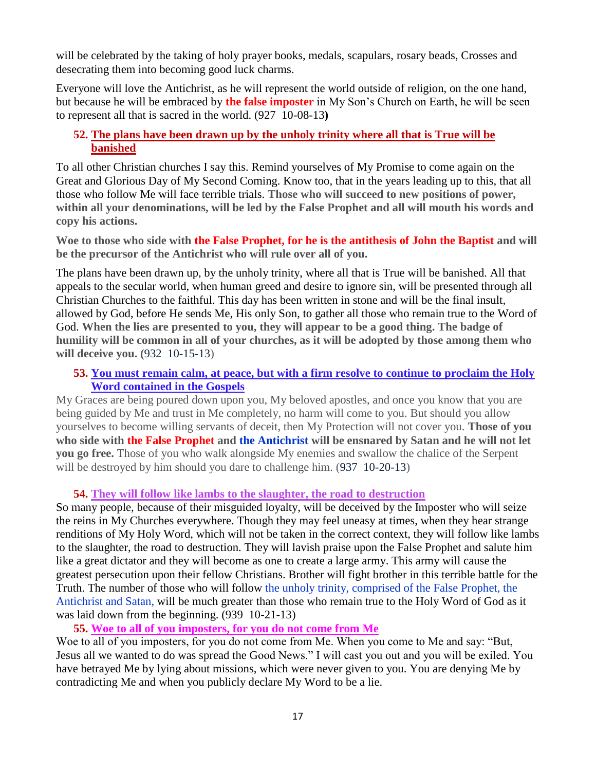will be celebrated by the taking of holy prayer books, medals, scapulars, rosary beads, Crosses and desecrating them into becoming good luck charms.

Everyone will love the Antichrist, as he will represent the world outside of religion, on the one hand, but because he will be embraced by **the false imposter** in My Son's Church on Earth, he will be seen to represent all that is sacred in the world. (927 10-08-13**)**

### 52. The plans have been drawn up by the unholy trinity where all that is True will be banished

To all other Christian churches I say this. Remind yourselves of My Promise to come again on the Great and Glorious Day of My Second Coming. Know too, that in the years leading up to this, that all those who follow Me will face terrible trials. **Those who will succeed to new positions of power, within all your denominations, will be led by the False Prophet and all will mouth his words and copy his actions.**

**Woe to those who side with the False Prophet, for he is the antithesis of John the Baptist and will be the precursor of the Antichrist who will rule over all of you.**

The plans have been drawn up, by the unholy trinity, where all that is True will be banished. All that appeals to the secular world, when human greed and desire to ignore sin, will be presented through all Christian Churches to the faithful. This day has been written in stone and will be the final insult, allowed by God, before He sends Me, His only Son, to gather all those who remain true to the Word of God. **When the lies are presented to you, they will appear to be a good thing. The badge of humility will be common in all of your churches, as it will be adopted by those among them who will deceive you.** (932 10-15-13)

### 53. You must remain calm, at peace, but with a firm resolve to continue to proclaim the Holy Word contained in the Gospels

My Graces are being poured down upon you, My beloved apostles, and once you know that you are being guided by Me and trust in Me completely, no harm will come to you. But should you allow yourselves to become willing servants of deceit, then My Protection will not cover you. **Those of you who side with the False Prophet and the Antichrist will be ensnared by Satan and he will not let you go free.** Those of you who walk alongside My enemies and swallow the chalice of the Serpent will be destroyed by him should you dare to challenge him. (937 10-20-13)

### 54. They will follow like lambs to the slaughter, the road to destruction

So many people, because of their misguided loyalty, will be deceived by the Imposter who will seize the reins in My Churches everywhere. Though they may feel uneasy at times, when they hear strange renditions of My Holy Word, which will not be taken in the correct context, they will follow like lambs to the slaughter, the road to destruction. They will lavish praise upon the False Prophet and salute him like a great dictator and they will become as one to create a large army. This army will cause the greatest persecution upon their fellow Christians. Brother will fight brother in this terrible battle for the Truth. The number of those who will follow the unholy trinity, comprised of the False Prophet, the Antichrist and Satan, will be much greater than those who remain true to the Holy Word of God as it was laid down from the beginning. (939 10-21-13)

### 55. Woe to all of you imposters, for you do not come from Me

Woe to all of you imposters, for you do not come from Me. When you come to Me and say: "But, Jesus all we wanted to do was spread the Good News." I will cast you out and you will be exiled. You have betrayed Me by lying about missions, which were never given to you. You are denying Me by contradicting Me and when you publicly declare My Word to be a lie.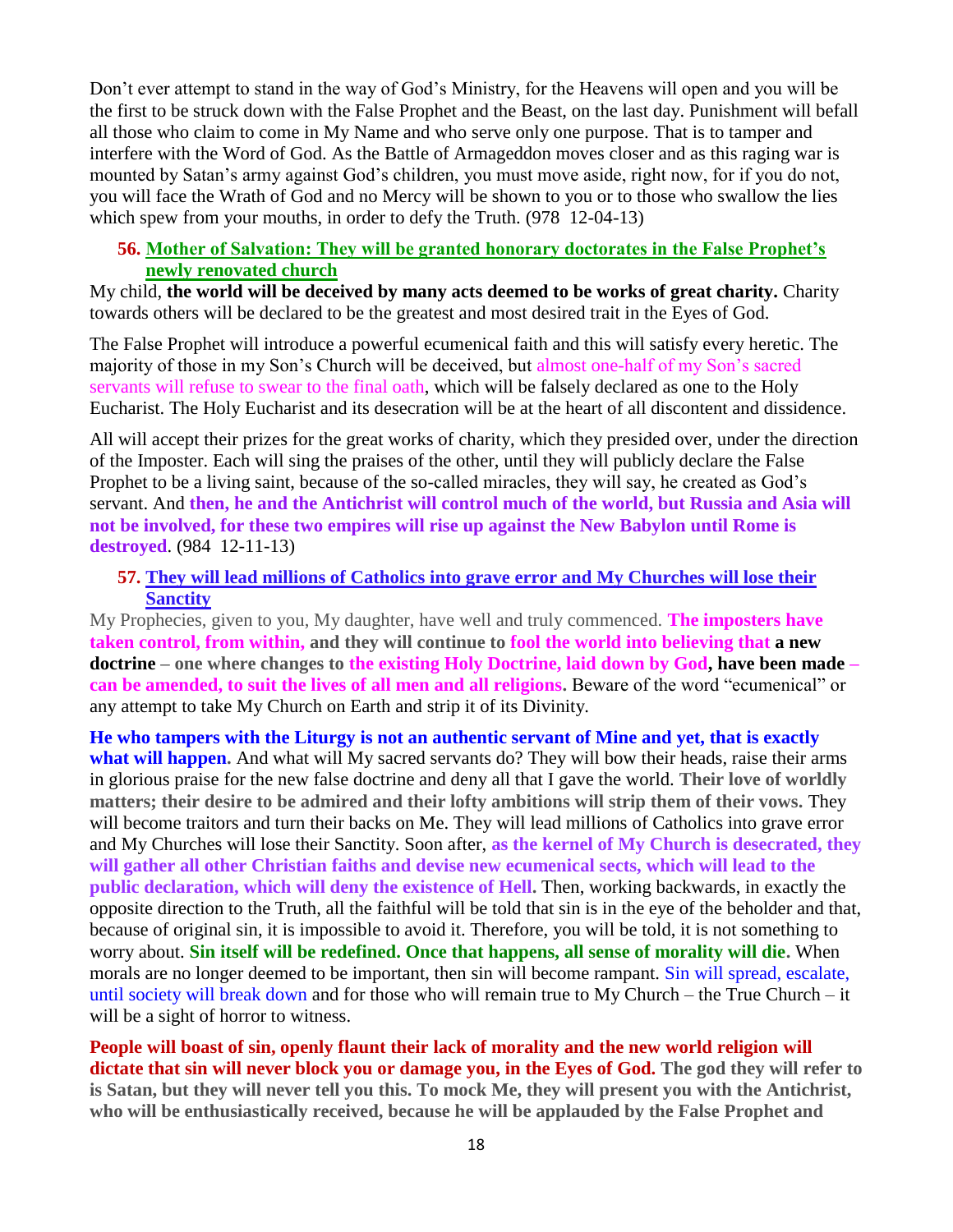Don't ever attempt to stand in the way of God's Ministry, for the Heavens will open and you will be the first to be struck down with the False Prophet and the Beast, on the last day. Punishment will befall all those who claim to come in My Name and who serve only one purpose. That is to tamper and interfere with the Word of God. As the Battle of Armageddon moves closer and as this raging war is mounted by Satan's army against God's children, you must move aside, right now, for if you do not, you will face the Wrath of God and no Mercy will be shown to you or to those who swallow the lies which spew from your mouths, in order to defy the Truth. (978 12-04-13)

**56. Mother of Salvation: They will be granted honorary doctorates in the False Prophet's newly renovated church**

My child, **the world will be deceived by many acts deemed to be works of great charity.** Charity towards others will be declared to be the greatest and most desired trait in the Eyes of God.

The False Prophet will introduce a powerful ecumenical faith and this will satisfy every heretic. The majority of those in my Son's Church will be deceived, but almost one-half of my Son's sacred servants will refuse to swear to the final oath, which will be falsely declared as one to the Holy Eucharist. The Holy Eucharist and its desecration will be at the heart of all discontent and dissidence.

All will accept their prizes for the great works of charity, which they presided over, under the direction of the Imposter. Each will sing the praises of the other, until they will publicly declare the False Prophet to be a living saint, because of the so-called miracles, they will say, he created as God's servant. And **then, he and the Antichrist will control much of the world, but Russia and Asia will not be involved, for these two empires will rise up against the New Babylon until Rome is destroyed**. (984 12-11-13)

**57. They will lead millions of Catholics into grave error and My Churches will lose their Sanctity**

My Prophecies, given to you, My daughter, have well and truly commenced. **The imposters have taken control, from within, and they will continue to fool the world into believing that a new doctrine – one where changes to the existing Holy Doctrine, laid down by God, have been made – can be amended, to suit the lives of all men and all religions.** Beware of the word "ecumenical" or any attempt to take My Church on Earth and strip it of its Divinity.

**He who tampers with the Liturgy is not an authentic servant of Mine and yet, that is exactly what will happen.** And what will My sacred servants do? They will bow their heads, raise their arms in glorious praise for the new false doctrine and deny all that I gave the world. **Their love of worldly matters; their desire to be admired and their lofty ambitions will strip them of their vows.** They will become traitors and turn their backs on Me. They will lead millions of Catholics into grave error and My Churches will lose their Sanctity. Soon after, **as the kernel of My Church is desecrated, they will gather all other Christian faiths and devise new ecumenical sects, which will lead to the public declaration, which will deny the existence of Hell.** Then, working backwards, in exactly the opposite direction to the Truth, all the faithful will be told that sin is in the eye of the beholder and that, because of original sin, it is impossible to avoid it. Therefore, you will be told, it is not something to worry about. **Sin itself will be redefined. Once that happens, all sense of morality will die.** When morals are no longer deemed to be important, then sin will become rampant. Sin will spread, escalate, until society will break down and for those who will remain true to My Church – the True Church – it will be a sight of horror to witness.

**People will boast of sin, openly flaunt their lack of morality and the new world religion will dictate that sin will never block you or damage you, in the Eyes of God. The god they will refer to is Satan, but they will never tell you this. To mock Me, they will present you with the Antichrist, who will be enthusiastically received, because he will be applauded by the False Prophet and**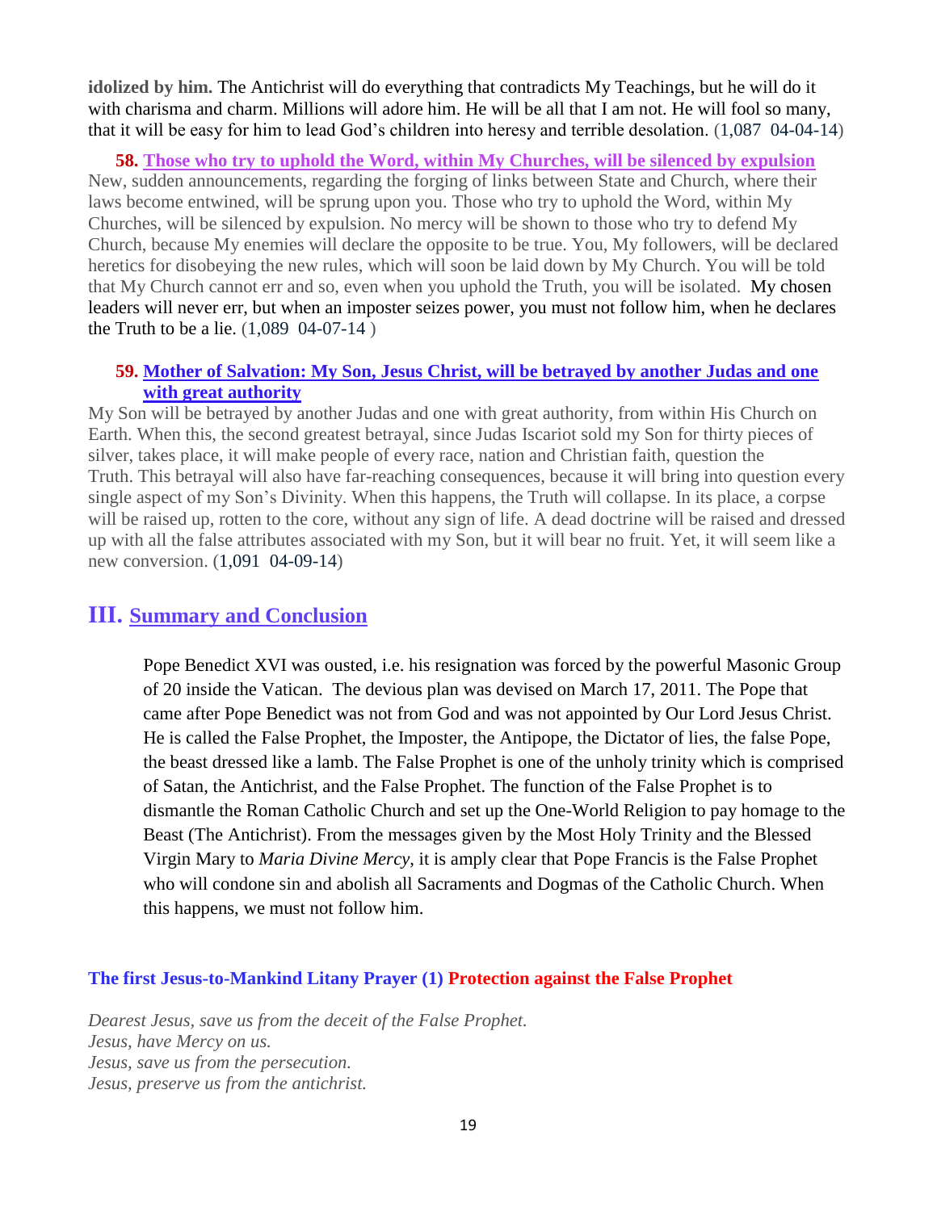**idolized by him.** The Antichrist will do everything that contradicts My Teachings, but he will do it with charisma and charm. Millions will adore him. He will be all that I am not. He will fool so many, that it will be easy for him to lead God's children into heresy and terrible desolation. (1,087 04-04-14)

**58. Those who try to uphold the Word, within My Churches, will be silenced by expulsion**

New, sudden announcements, regarding the forging of links between State and Church, where their laws become entwined, will be sprung upon you. Those who try to uphold the Word, within My Churches, will be silenced by expulsion. No mercy will be shown to those who try to defend My Church, because My enemies will declare the opposite to be true. You, My followers, will be declared heretics for disobeying the new rules, which will soon be laid down by My Church. You will be told that My Church cannot err and so, even when you uphold the Truth, you will be isolated. My chosen leaders will never err, but when an imposter seizes power, you must not follow him, when he declares the Truth to be a lie. (1,089 04-07-14 )

**59. Mother of Salvation: My Son, Jesus Christ, will be betrayed by another Judas and one with great authority**

My Son will be betrayed by another Judas and one with great authority, from within His Church on Earth. When this, the second greatest betrayal, since Judas Iscariot sold my Son for thirty pieces of silver, takes place, it will make people of every race, nation and Christian faith, question the Truth. This betrayal will also have far-reaching consequences, because it will bring into question every single aspect of my Son's Divinity. When this happens, the Truth will collapse. In its place, a corpse will be raised up, rotten to the core, without any sign of life. A dead doctrine will be raised and dressed up with all the false attributes associated with my Son, but it will bear no fruit. Yet, it will seem like a new conversion. (1,091 04-09-14)

## III. Summary and Conclusion

Pope Benedict XVI was ousted, i.e. his resignation was forced by the powerful Masonic Group of 20 inside the Vatican. The devious plan was devised on March 17, 2011. The Pope that came after Pope Benedict was not from God and was not appointed by Our Lord Jesus Christ. He is called the False Prophet, the Imposter, the Antipope, the Dictator of lies, the false Pope, the beast dressed like a lamb. The False Prophet is one of the unholy trinity which is comprised of Satan, the Antichrist, and the False Prophet. The function of the False Prophet is to dismantle the Roman Catholic Church and set up the One-World Religion to pay homage to the Beast (The Antichrist). From the messages given by the Most Holy Trinity and the Blessed Virgin Mary to *Maria Divine Mercy*, it is amply clear that Pope Francis is the False Prophet who will condone sin and abolish all Sacraments and Dogmas of the Catholic Church. When this happens, we must not follow him.

**The first Jesus-to-Mankind Litany Prayer (1) Protection against the False Prophet**

*Dearest Jesus, save us from the deceit of the False Prophet.*
*Jesus, have Mercy on us.*
*Jesus, save us from the persecution.*
*Jesus, preserve us from the antichrist.*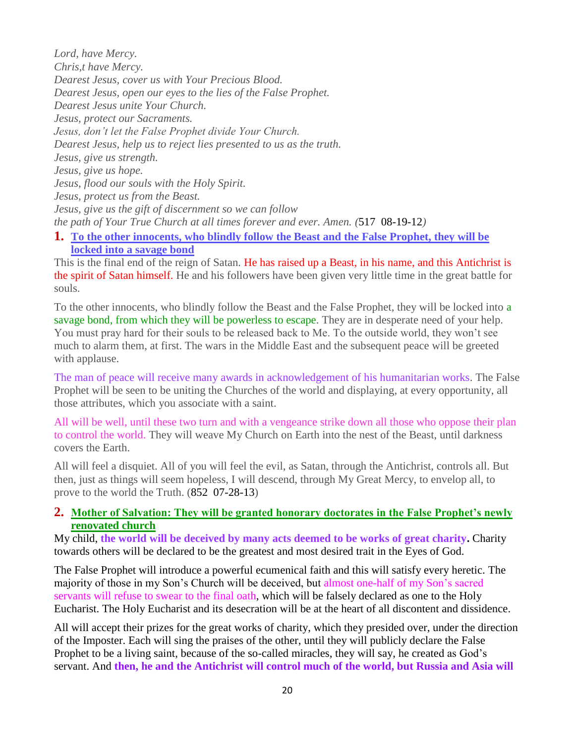*Lord, have Mercy.*
*Chris,t have Mercy.*
*Dearest Jesus, cover us with Your Precious Blood.*
*Dearest Jesus, open our eyes to the lies of the False Prophet.*
*Dearest Jesus unite Your Church.*
*Jesus, protect our Sacraments.*
*Jesus, don't let the False Prophet divide Your Church.*
*Dearest Jesus, help us to reject lies presented to us as the truth.*
*Jesus, give us strength.*
*Jesus, give us hope.*
*Jesus, flood our souls with the Holy Spirit.*
*Jesus, protect us from the Beast.*
*Jesus, give us the gift of discernment so we can follow*
*the path of Your True Church at all times forever and ever. Amen. (*517  08-19-12*)*

## 1. To the other innocents, who blindly follow the Beast and the False Prophet, they will be locked into a savage bond

This is the final end of the reign of Satan. He has raised up a Beast, in his name, and this Antichrist is the spirit of Satan himself. He and his followers have been given very little time in the great battle for souls.

To the other innocents, who blindly follow the Beast and the False Prophet, they will be locked into a savage bond, from which they will be powerless to escape. They are in desperate need of your help. You must pray hard for their souls to be released back to Me. To the outside world, they won't see much to alarm them, at first. The wars in the Middle East and the subsequent peace will be greeted with applause.

The man of peace will receive many awards in acknowledgement of his humanitarian works. The False Prophet will be seen to be uniting the Churches of the world and displaying, at every opportunity, all those attributes, which you associate with a saint.

All will be well, until these two turn and with a vengeance strike down all those who oppose their plan to control the world. They will weave My Church on Earth into the nest of the Beast, until darkness covers the Earth.

All will feel a disquiet. All of you will feel the evil, as Satan, through the Antichrist, controls all. But then, just as things will seem hopeless, I will descend, through My Great Mercy, to envelop all, to prove to the world the Truth. (852  07-28-13)

## 2. Mother of Salvation: They will be granted honorary doctorates in the False Prophet's newly renovated church

My child, **the world will be deceived by many acts deemed to be works of great charity.** Charity towards others will be declared to be the greatest and most desired trait in the Eyes of God.

The False Prophet will introduce a powerful ecumenical faith and this will satisfy every heretic. The majority of those in my Son's Church will be deceived, but almost one-half of my Son's sacred servants will refuse to swear to the final oath, which will be falsely declared as one to the Holy Eucharist. The Holy Eucharist and its desecration will be at the heart of all discontent and dissidence.

All will accept their prizes for the great works of charity, which they presided over, under the direction of the Imposter. Each will sing the praises of the other, until they will publicly declare the False Prophet to be a living saint, because of the so-called miracles, they will say, he created as God's servant. And **then, he and the Antichrist will control much of the world, but Russia and Asia will**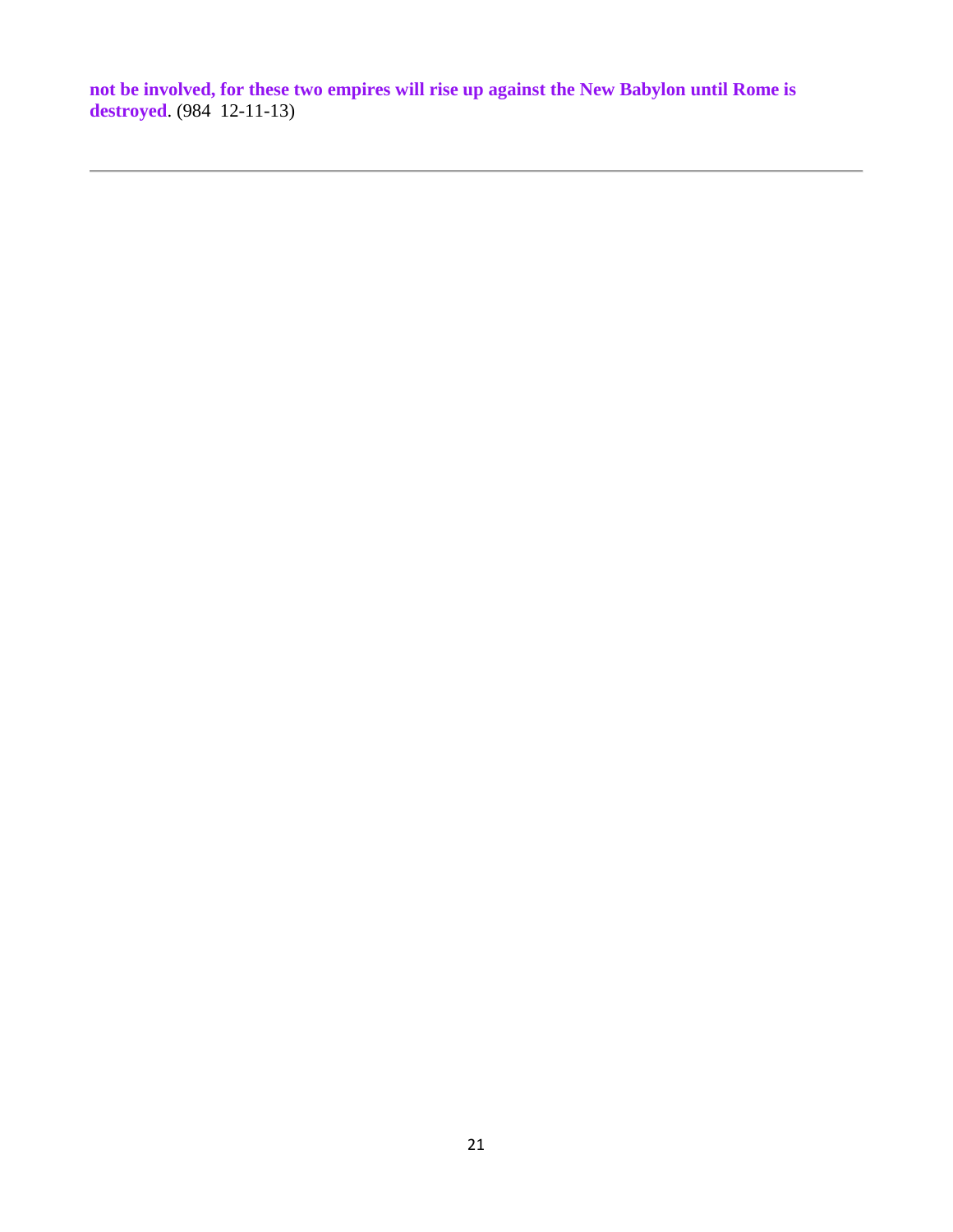**not be involved, for these two empires will rise up against the New Babylon until Rome is destroyed**. (984 12-11-13)

---